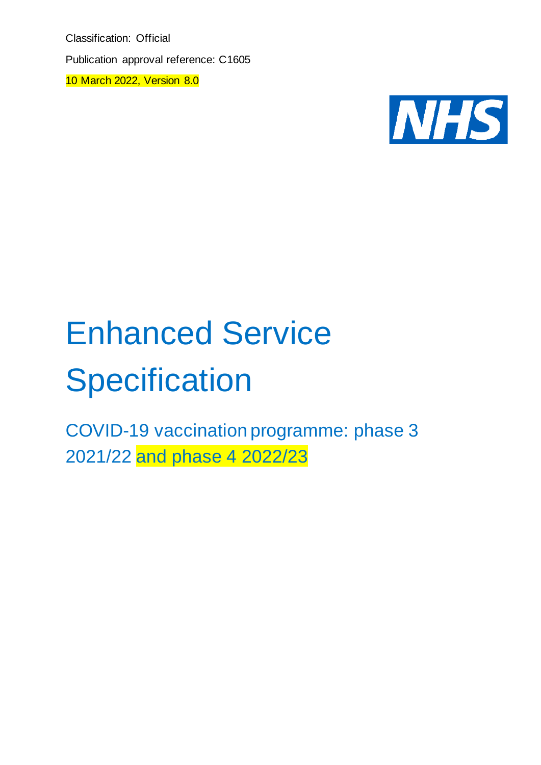Classification: Official

Publication approval reference: C1605

10 March 2022, Version 8.0

# Enhanced Service Specification

## COVID-19 vaccination programme: phase 3 2021/22 and phase 4 2022/23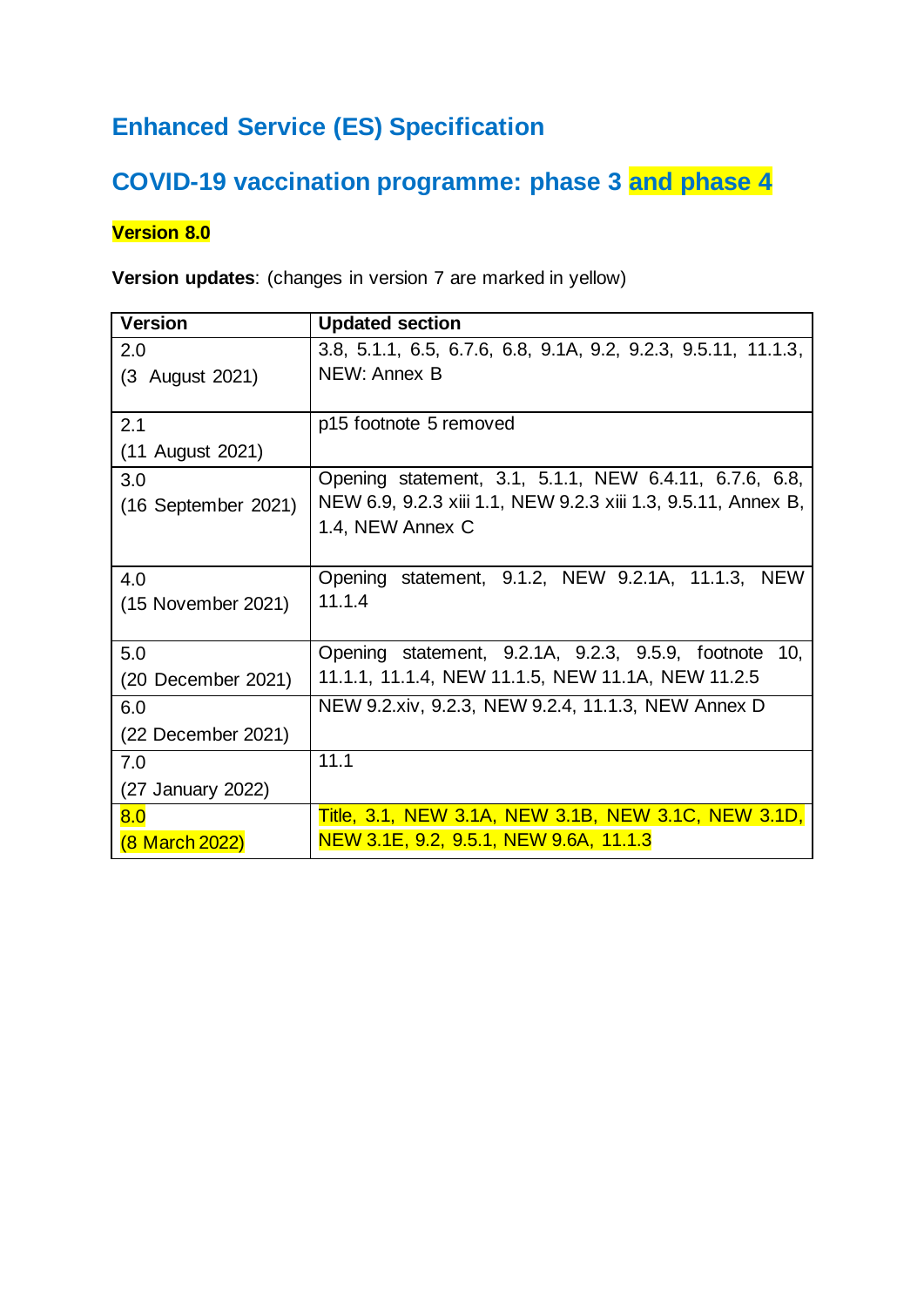# Enhanced Service (ES) Specification

## COVID-19 vaccination programme: phase 3 and phase 4

**Version 8.0**

**Version updates**: (changes in version 7 are marked in yellow)

| Version | Updated section |
|---|---|
| 2.0<br>(3 August 2021) | 3.8, 5.1.1, 6.5, 6.7.6, 6.8, 9.1A, 9.2, 9.2.3, 9.5.11, 11.1.3, NEW: Annex B |
| 2.1<br>(11 August 2021) | p15 footnote 5 removed |
| 3.0<br>(16 September 2021) | Opening statement, 3.1, 5.1.1, NEW 6.4.11, 6.7.6, 6.8, NEW 6.9, 9.2.3 xiii 1.1, NEW 9.2.3 xiii 1.3, 9.5.11, Annex B, 1.4, NEW Annex C |
| 4.0<br>(15 November 2021) | Opening statement, 9.1.2, NEW 9.2.1A, 11.1.3, NEW 11.1.4 |
| 5.0<br>(20 December 2021) | Opening statement, 9.2.1A, 9.2.3, 9.5.9, footnote 10, 11.1.1, 11.1.4, NEW 11.1.5, NEW 11.1A, NEW 11.2.5 |
| 6.0<br>(22 December 2021) | NEW 9.2.xiv, 9.2.3, NEW 9.2.4, 11.1.3, NEW Annex D |
| 7.0<br>(27 January 2022) | 11.1 |
| 8.0<br>(8 March 2022) | Title, 3.1, NEW 3.1A, NEW 3.1B, NEW 3.1C, NEW 3.1D, NEW 3.1E, 9.2, 9.5.1, NEW 9.6A, 11.1.3 |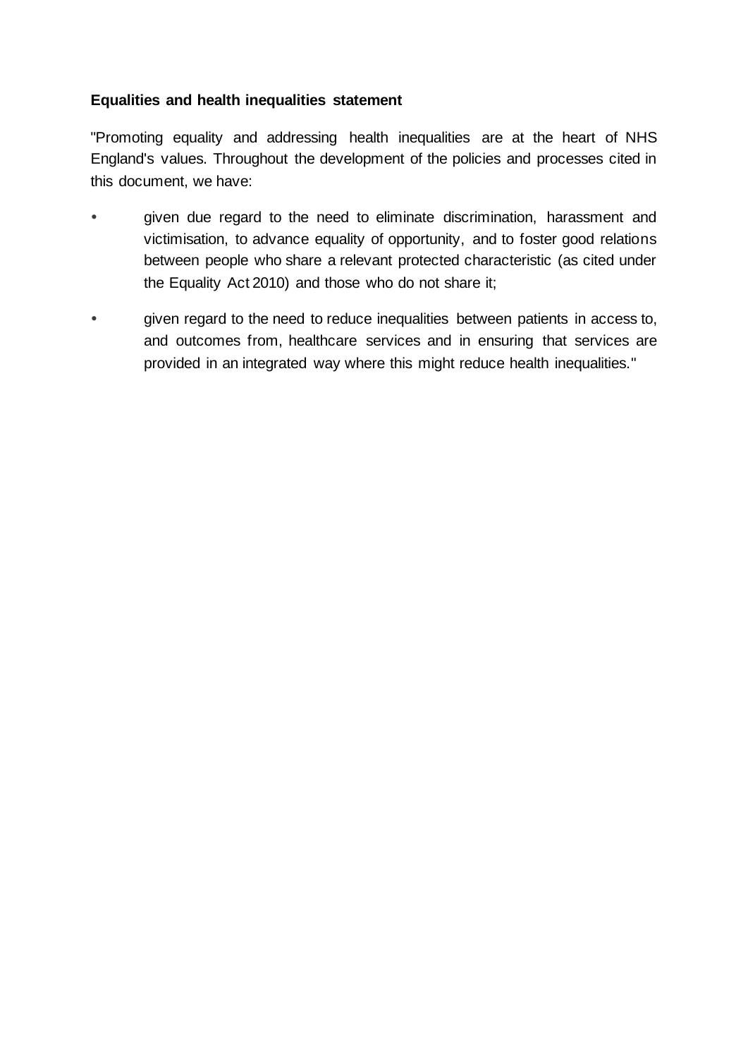**Equalities and health inequalities statement**

"Promoting equality and addressing health inequalities are at the heart of NHS England's values. Throughout the development of the policies and processes cited in this document, we have:

- given due regard to the need to eliminate discrimination, harassment and victimisation, to advance equality of opportunity, and to foster good relations between people who share a relevant protected characteristic (as cited under the Equality Act 2010) and those who do not share it;
- given regard to the need to reduce inequalities between patients in access to, and outcomes from, healthcare services and in ensuring that services are provided in an integrated way where this might reduce health inequalities."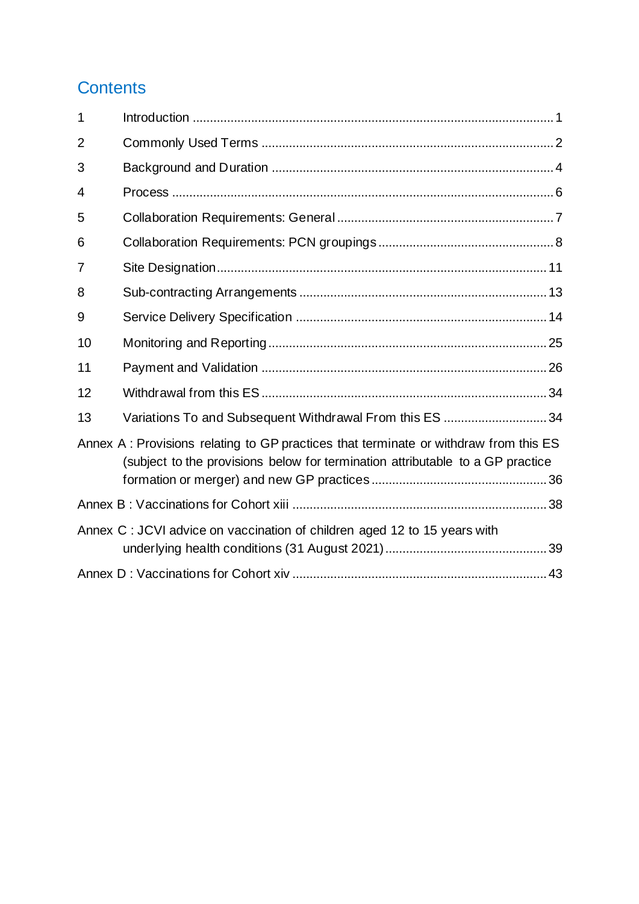# Contents

1 Introduction ........................................................................................................ 1

2 Commonly Used Terms .................................................................................... 2

3 Background and Duration ................................................................................. 4

4 Process ............................................................................................................. 6

5 Collaboration Requirements: General .............................................................. 7

6 Collaboration Requirements: PCN groupings .................................................. 8

7 Site Designation .............................................................................................. 11

8 Sub-contracting Arrangements ....................................................................... 13

9 Service Delivery Specification ........................................................................ 14

10 Monitoring and Reporting ................................................................................ 25

11 Payment and Validation .................................................................................. 26

12 Withdrawal from this ES .................................................................................. 34

13 Variations To and Subsequent Withdrawal From this ES ............................. 34

Annex A : Provisions relating to GP practices that terminate or withdraw from this ES (subject to the provisions below for termination attributable to a GP practice formation or merger) and new GP practices .................................................. 36

Annex B : Vaccinations for Cohort xiii ......................................................................... 38

Annex C : JCVI advice on vaccination of children aged 12 to 15 years with underlying health conditions (31 August 2021) .............................................. 39

Annex D : Vaccinations for Cohort xiv ......................................................................... 43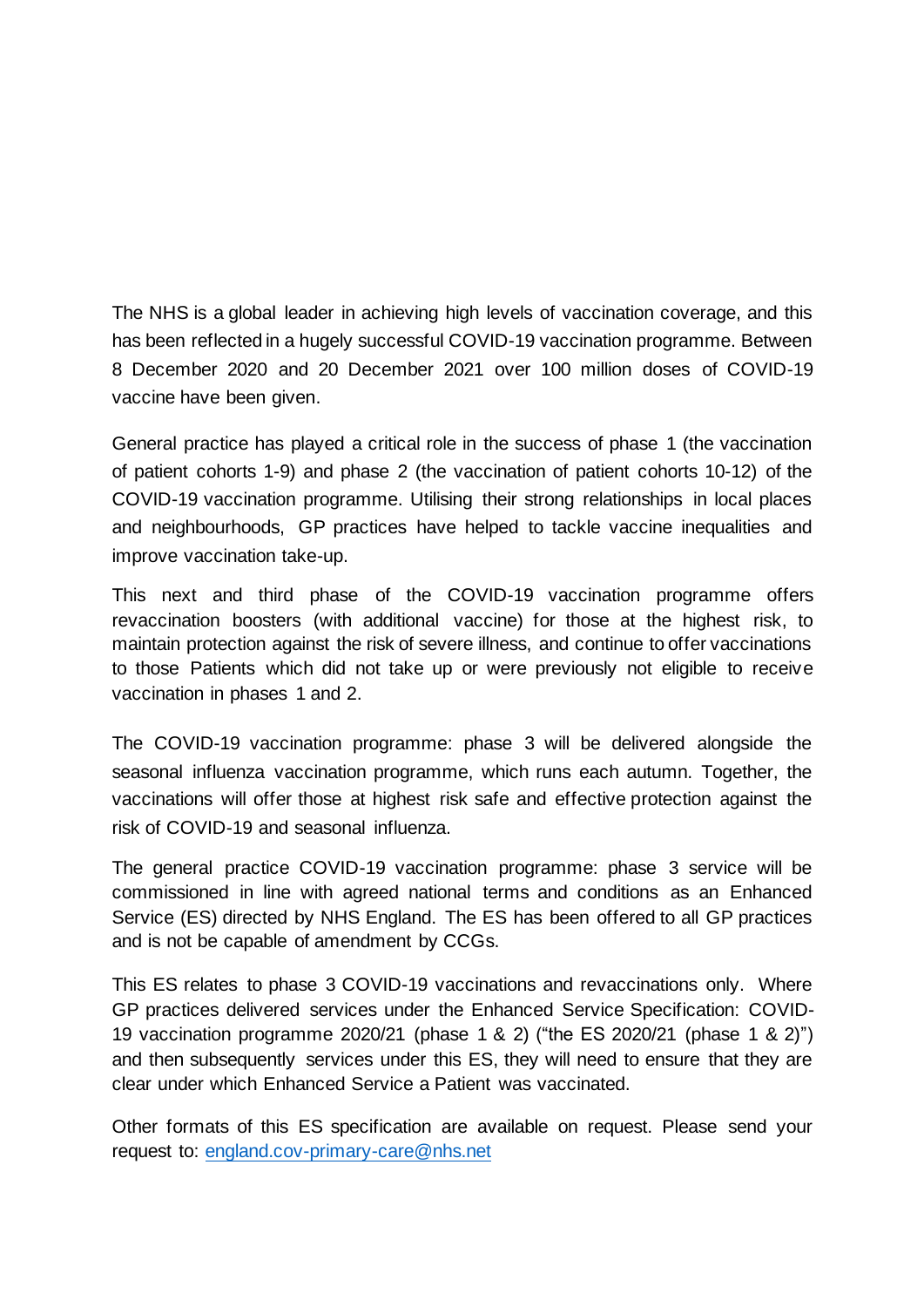The NHS is a global leader in achieving high levels of vaccination coverage, and this has been reflected in a hugely successful COVID-19 vaccination programme. Between 8 December 2020 and 20 December 2021 over 100 million doses of COVID-19 vaccine have been given.

General practice has played a critical role in the success of phase 1 (the vaccination of patient cohorts 1-9) and phase 2 (the vaccination of patient cohorts 10-12) of the COVID-19 vaccination programme. Utilising their strong relationships in local places and neighbourhoods, GP practices have helped to tackle vaccine inequalities and improve vaccination take-up.

This next and third phase of the COVID-19 vaccination programme offers revaccination boosters (with additional vaccine) for those at the highest risk, to maintain protection against the risk of severe illness, and continue to offer vaccinations to those Patients which did not take up or were previously not eligible to receive vaccination in phases 1 and 2.

The COVID-19 vaccination programme: phase 3 will be delivered alongside the seasonal influenza vaccination programme, which runs each autumn. Together, the vaccinations will offer those at highest risk safe and effective protection against the risk of COVID-19 and seasonal influenza.

The general practice COVID-19 vaccination programme: phase 3 service will be commissioned in line with agreed national terms and conditions as an Enhanced Service (ES) directed by NHS England. The ES has been offered to all GP practices and is not be capable of amendment by CCGs.

This ES relates to phase 3 COVID-19 vaccinations and revaccinations only. Where GP practices delivered services under the Enhanced Service Specification: COVID-19 vaccination programme 2020/21 (phase 1 & 2) ("the ES 2020/21 (phase 1 & 2)") and then subsequently services under this ES, they will need to ensure that they are clear under which Enhanced Service a Patient was vaccinated.

Other formats of this ES specification are available on request. Please send your request to: [england.cov-primary-care@nhs.net](mailto:england.cov-primary-care@nhs.net)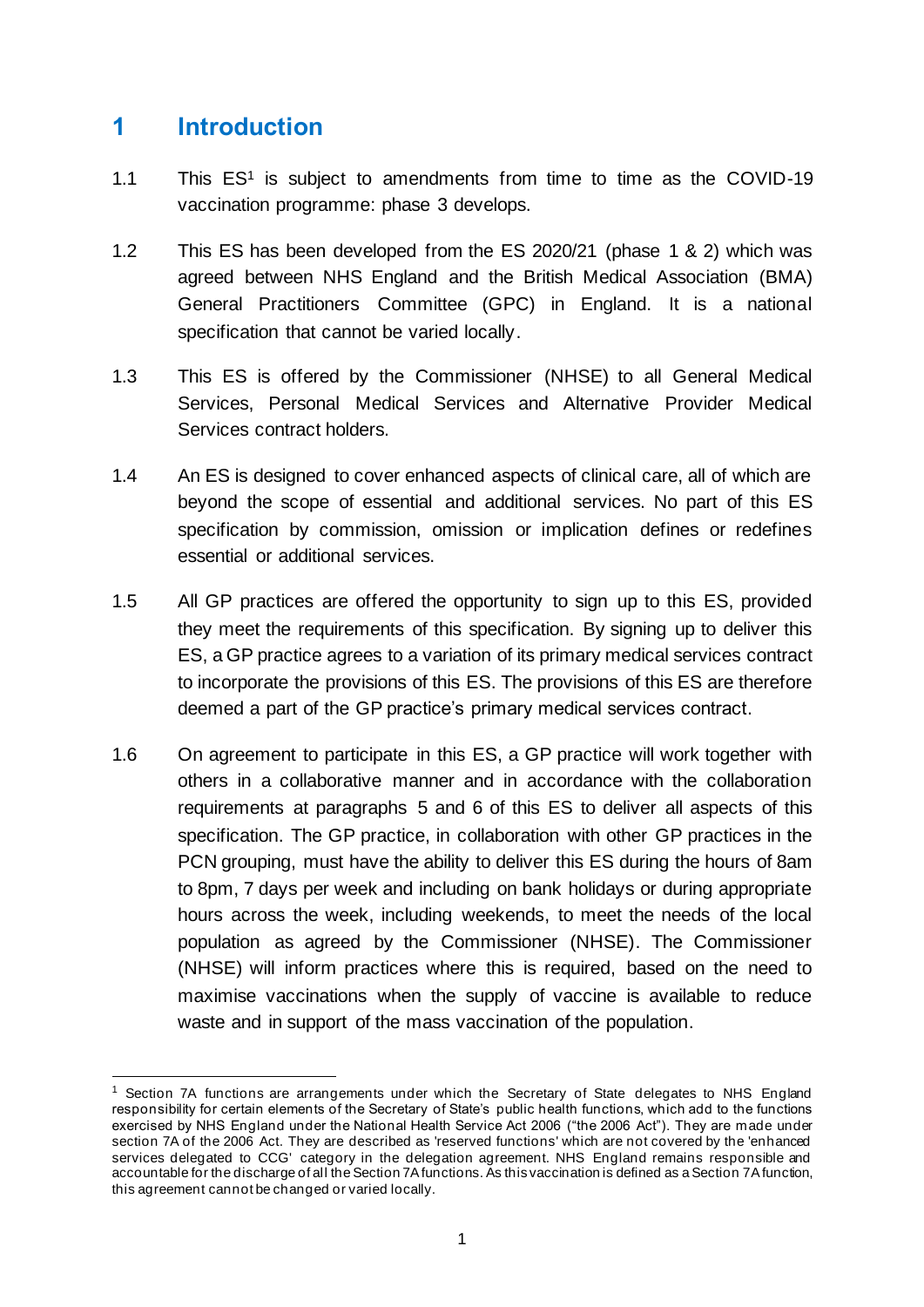# 1 Introduction

1.1 This ES[1] is subject to amendments from time to time as the COVID-19 vaccination programme: phase 3 develops.

1.2 This ES has been developed from the ES 2020/21 (phase 1 & 2) which was agreed between NHS England and the British Medical Association (BMA) General Practitioners Committee (GPC) in England. It is a national specification that cannot be varied locally.

1.3 This ES is offered by the Commissioner (NHSE) to all General Medical Services, Personal Medical Services and Alternative Provider Medical Services contract holders.

1.4 An ES is designed to cover enhanced aspects of clinical care, all of which are beyond the scope of essential and additional services. No part of this ES specification by commission, omission or implication defines or redefines essential or additional services.

1.5 All GP practices are offered the opportunity to sign up to this ES, provided they meet the requirements of this specification. By signing up to deliver this ES, a GP practice agrees to a variation of its primary medical services contract to incorporate the provisions of this ES. The provisions of this ES are therefore deemed a part of the GP practice's primary medical services contract.

1.6 On agreement to participate in this ES, a GP practice will work together with others in a collaborative manner and in accordance with the collaboration requirements at paragraphs 5 and 6 of this ES to deliver all aspects of this specification. The GP practice, in collaboration with other GP practices in the PCN grouping, must have the ability to deliver this ES during the hours of 8am to 8pm, 7 days per week and including on bank holidays or during appropriate hours across the week, including weekends, to meet the needs of the local population as agreed by the Commissioner (NHSE). The Commissioner (NHSE) will inform practices where this is required, based on the need to maximise vaccinations when the supply of vaccine is available to reduce waste and in support of the mass vaccination of the population.

[1] Section 7A functions are arrangements under which the Secretary of State delegates to NHS England responsibility for certain elements of the Secretary of State's public health functions, which add to the functions exercised by NHS England under the National Health Service Act 2006 ("the 2006 Act"). They are made under section 7A of the 2006 Act. They are described as 'reserved functions' which are not covered by the 'enhanced services delegated to CCG' category in the delegation agreement. NHS England remains responsible and accountable for the discharge of all the Section 7A functions. As this vaccination is defined as a Section 7A function, this agreement cannot be changed or varied locally.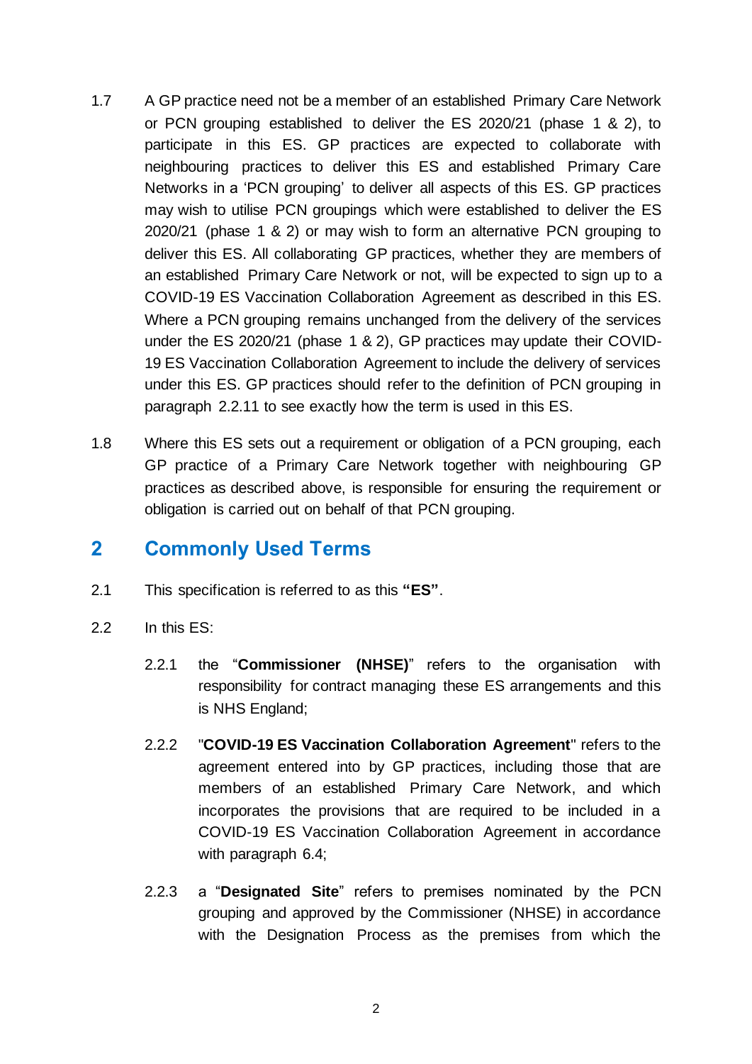1.7 A GP practice need not be a member of an established Primary Care Network or PCN grouping established to deliver the ES 2020/21 (phase 1 & 2), to participate in this ES. GP practices are expected to collaborate with neighbouring practices to deliver this ES and established Primary Care Networks in a 'PCN grouping' to deliver all aspects of this ES. GP practices may wish to utilise PCN groupings which were established to deliver the ES 2020/21 (phase 1 & 2) or may wish to form an alternative PCN grouping to deliver this ES. All collaborating GP practices, whether they are members of an established Primary Care Network or not, will be expected to sign up to a COVID-19 ES Vaccination Collaboration Agreement as described in this ES. Where a PCN grouping remains unchanged from the delivery of the services under the ES 2020/21 (phase 1 & 2), GP practices may update their COVID-19 ES Vaccination Collaboration Agreement to include the delivery of services under this ES. GP practices should refer to the definition of PCN grouping in paragraph 2.2.11 to see exactly how the term is used in this ES.

1.8 Where this ES sets out a requirement or obligation of a PCN grouping, each GP practice of a Primary Care Network together with neighbouring GP practices as described above, is responsible for ensuring the requirement or obligation is carried out on behalf of that PCN grouping.

## 2 Commonly Used Terms

2.1 This specification is referred to as this **"ES"**.

2.2 In this ES:

2.2.1 the "**Commissioner (NHSE)**" refers to the organisation with responsibility for contract managing these ES arrangements and this is NHS England;

2.2.2 "**COVID-19 ES Vaccination Collaboration Agreement**" refers to the agreement entered into by GP practices, including those that are members of an established Primary Care Network, and which incorporates the provisions that are required to be included in a COVID-19 ES Vaccination Collaboration Agreement in accordance with paragraph 6.4;

2.2.3 a "**Designated Site**" refers to premises nominated by the PCN grouping and approved by the Commissioner (NHSE) in accordance with the Designation Process as the premises from which the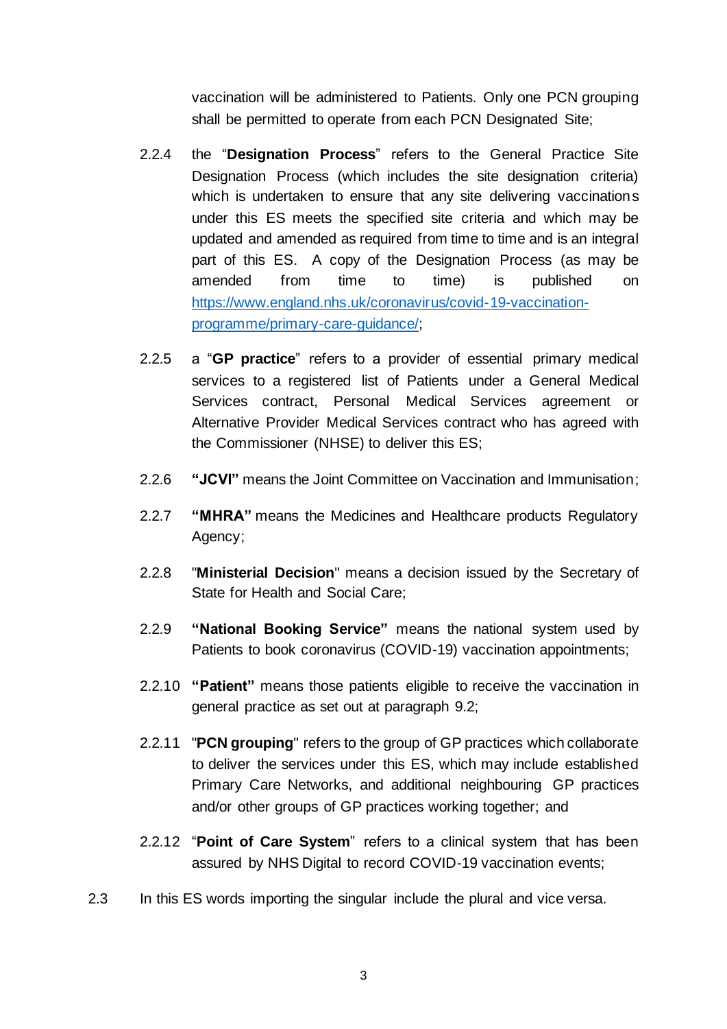vaccination will be administered to Patients. Only one PCN grouping shall be permitted to operate from each PCN Designated Site;

2.2.4 the "**Designation Process**" refers to the General Practice Site Designation Process (which includes the site designation criteria) which is undertaken to ensure that any site delivering vaccinations under this ES meets the specified site criteria and which may be updated and amended as required from time to time and is an integral part of this ES. A copy of the Designation Process (as may be amended from time to time) is published on [https://www.england.nhs.uk/coronavirus/covid-19-vaccination-programme/primary-care-guidance/](https://www.england.nhs.uk/coronavirus/covid-19-vaccination-programme/primary-care-guidance/);

2.2.5 a "**GP practice**" refers to a provider of essential primary medical services to a registered list of Patients under a General Medical Services contract, Personal Medical Services agreement or Alternative Provider Medical Services contract who has agreed with the Commissioner (NHSE) to deliver this ES;

2.2.6 **"JCVI"** means the Joint Committee on Vaccination and Immunisation;

2.2.7 **"MHRA"** means the Medicines and Healthcare products Regulatory Agency;

2.2.8 "**Ministerial Decision**" means a decision issued by the Secretary of State for Health and Social Care;

2.2.9 **"National Booking Service"** means the national system used by Patients to book coronavirus (COVID-19) vaccination appointments;

2.2.10 **"Patient"** means those patients eligible to receive the vaccination in general practice as set out at paragraph 9.2;

2.2.11 "**PCN grouping**" refers to the group of GP practices which collaborate to deliver the services under this ES, which may include established Primary Care Networks, and additional neighbouring GP practices and/or other groups of GP practices working together; and

2.2.12 "**Point of Care System**" refers to a clinical system that has been assured by NHS Digital to record COVID-19 vaccination events;

2.3 In this ES words importing the singular include the plural and vice versa.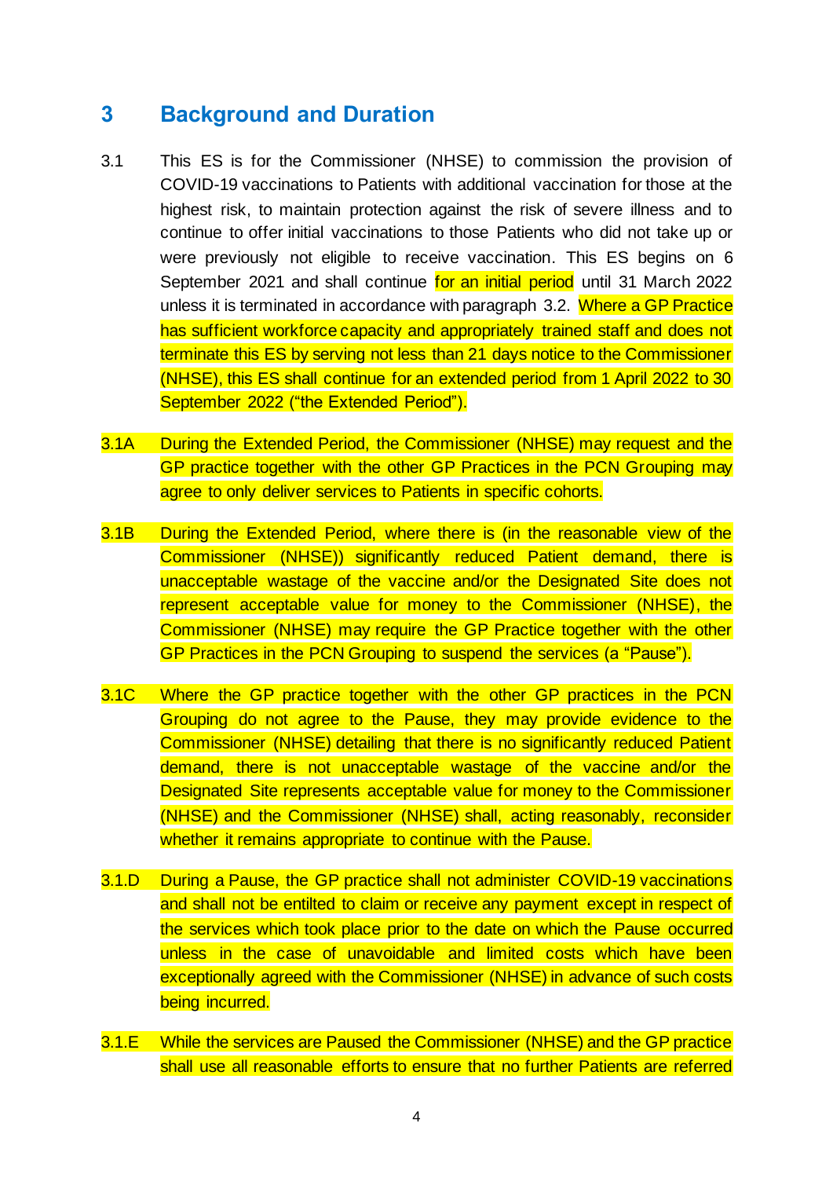## 3 Background and Duration

3.1 This ES is for the Commissioner (NHSE) to commission the provision of COVID-19 vaccinations to Patients with additional vaccination for those at the highest risk, to maintain protection against the risk of severe illness and to continue to offer initial vaccinations to those Patients who did not take up or were previously not eligible to receive vaccination. This ES begins on 6 September 2021 and shall continue for an initial period until 31 March 2022 unless it is terminated in accordance with paragraph 3.2. Where a GP Practice has sufficient workforce capacity and appropriately trained staff and does not terminate this ES by serving not less than 21 days notice to the Commissioner (NHSE), this ES shall continue for an extended period from 1 April 2022 to 30 September 2022 ("the Extended Period").

3.1A During the Extended Period, the Commissioner (NHSE) may request and the GP practice together with the other GP Practices in the PCN Grouping may agree to only deliver services to Patients in specific cohorts.

3.1B During the Extended Period, where there is (in the reasonable view of the Commissioner (NHSE)) significantly reduced Patient demand, there is unacceptable wastage of the vaccine and/or the Designated Site does not represent acceptable value for money to the Commissioner (NHSE), the Commissioner (NHSE) may require the GP Practice together with the other GP Practices in the PCN Grouping to suspend the services (a "Pause").

3.1C Where the GP practice together with the other GP practices in the PCN Grouping do not agree to the Pause, they may provide evidence to the Commissioner (NHSE) detailing that there is no significantly reduced Patient demand, there is not unacceptable wastage of the vaccine and/or the Designated Site represents acceptable value for money to the Commissioner (NHSE) and the Commissioner (NHSE) shall, acting reasonably, reconsider whether it remains appropriate to continue with the Pause.

3.1.D During a Pause, the GP practice shall not administer COVID-19 vaccinations and shall not be entilted to claim or receive any payment except in respect of the services which took place prior to the date on which the Pause occurred unless in the case of unavoidable and limited costs which have been exceptionally agreed with the Commissioner (NHSE) in advance of such costs being incurred.

3.1.E While the services are Paused the Commissioner (NHSE) and the GP practice shall use all reasonable efforts to ensure that no further Patients are referred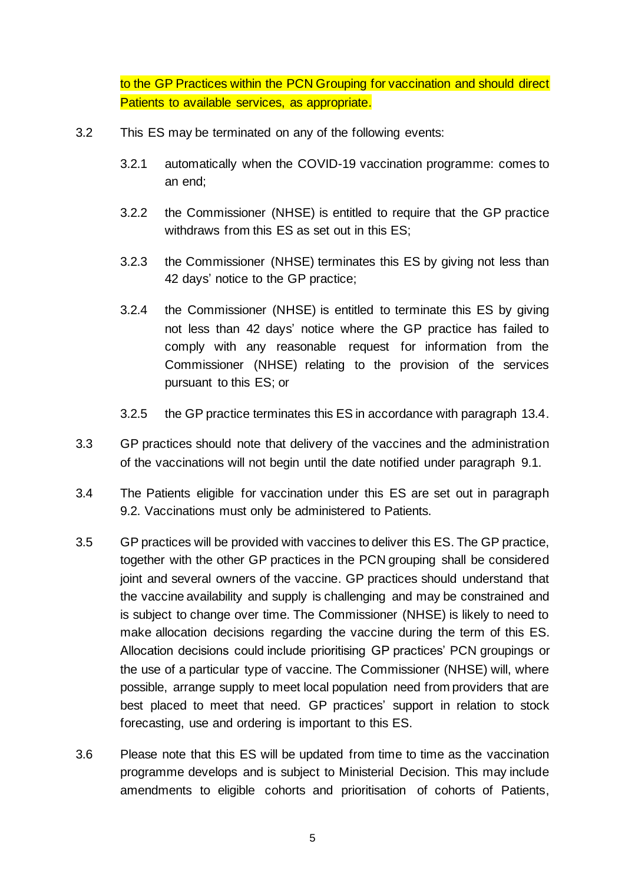to the GP Practices within the PCN Grouping for vaccination and should direct Patients to available services, as appropriate.

3.2 This ES may be terminated on any of the following events:

3.2.1 automatically when the COVID-19 vaccination programme: comes to an end;

3.2.2 the Commissioner (NHSE) is entitled to require that the GP practice withdraws from this ES as set out in this ES;

3.2.3 the Commissioner (NHSE) terminates this ES by giving not less than 42 days' notice to the GP practice;

3.2.4 the Commissioner (NHSE) is entitled to terminate this ES by giving not less than 42 days' notice where the GP practice has failed to comply with any reasonable request for information from the Commissioner (NHSE) relating to the provision of the services pursuant to this ES; or

3.2.5 the GP practice terminates this ES in accordance with paragraph 13.4.

3.3 GP practices should note that delivery of the vaccines and the administration of the vaccinations will not begin until the date notified under paragraph 9.1.

3.4 The Patients eligible for vaccination under this ES are set out in paragraph 9.2. Vaccinations must only be administered to Patients.

3.5 GP practices will be provided with vaccines to deliver this ES. The GP practice, together with the other GP practices in the PCN grouping shall be considered joint and several owners of the vaccine. GP practices should understand that the vaccine availability and supply is challenging and may be constrained and is subject to change over time. The Commissioner (NHSE) is likely to need to make allocation decisions regarding the vaccine during the term of this ES. Allocation decisions could include prioritising GP practices' PCN groupings or the use of a particular type of vaccine. The Commissioner (NHSE) will, where possible, arrange supply to meet local population need from providers that are best placed to meet that need. GP practices' support in relation to stock forecasting, use and ordering is important to this ES.

3.6 Please note that this ES will be updated from time to time as the vaccination programme develops and is subject to Ministerial Decision. This may include amendments to eligible cohorts and prioritisation of cohorts of Patients,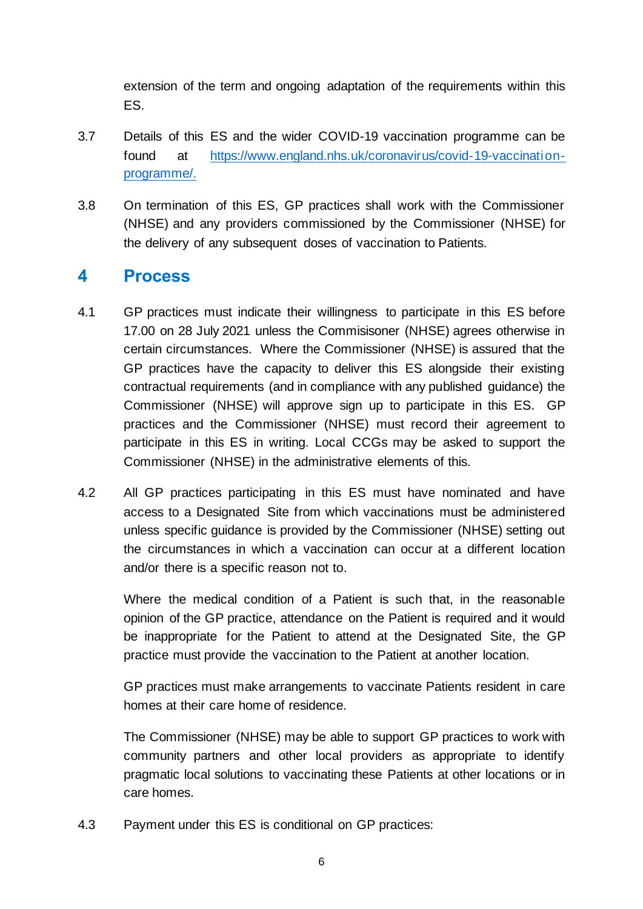extension of the term and ongoing adaptation of the requirements within this ES.

3.7 Details of this ES and the wider COVID-19 vaccination programme can be found at https://www.england.nhs.uk/coronavirus/covid-19-vaccination-programme/.

3.8 On termination of this ES, GP practices shall work with the Commissioner (NHSE) and any providers commissioned by the Commissioner (NHSE) for the delivery of any subsequent doses of vaccination to Patients.

## 4 Process

4.1 GP practices must indicate their willingness to participate in this ES before 17.00 on 28 July 2021 unless the Commisisoner (NHSE) agrees otherwise in certain circumstances. Where the Commissioner (NHSE) is assured that the GP practices have the capacity to deliver this ES alongside their existing contractual requirements (and in compliance with any published guidance) the Commissioner (NHSE) will approve sign up to participate in this ES. GP practices and the Commissioner (NHSE) must record their agreement to participate in this ES in writing. Local CCGs may be asked to support the Commissioner (NHSE) in the administrative elements of this.

4.2 All GP practices participating in this ES must have nominated and have access to a Designated Site from which vaccinations must be administered unless specific guidance is provided by the Commissioner (NHSE) setting out the circumstances in which a vaccination can occur at a different location and/or there is a specific reason not to.

Where the medical condition of a Patient is such that, in the reasonable opinion of the GP practice, attendance on the Patient is required and it would be inappropriate for the Patient to attend at the Designated Site, the GP practice must provide the vaccination to the Patient at another location.

GP practices must make arrangements to vaccinate Patients resident in care homes at their care home of residence.

The Commissioner (NHSE) may be able to support GP practices to work with community partners and other local providers as appropriate to identify pragmatic local solutions to vaccinating these Patients at other locations or in care homes.

4.3 Payment under this ES is conditional on GP practices: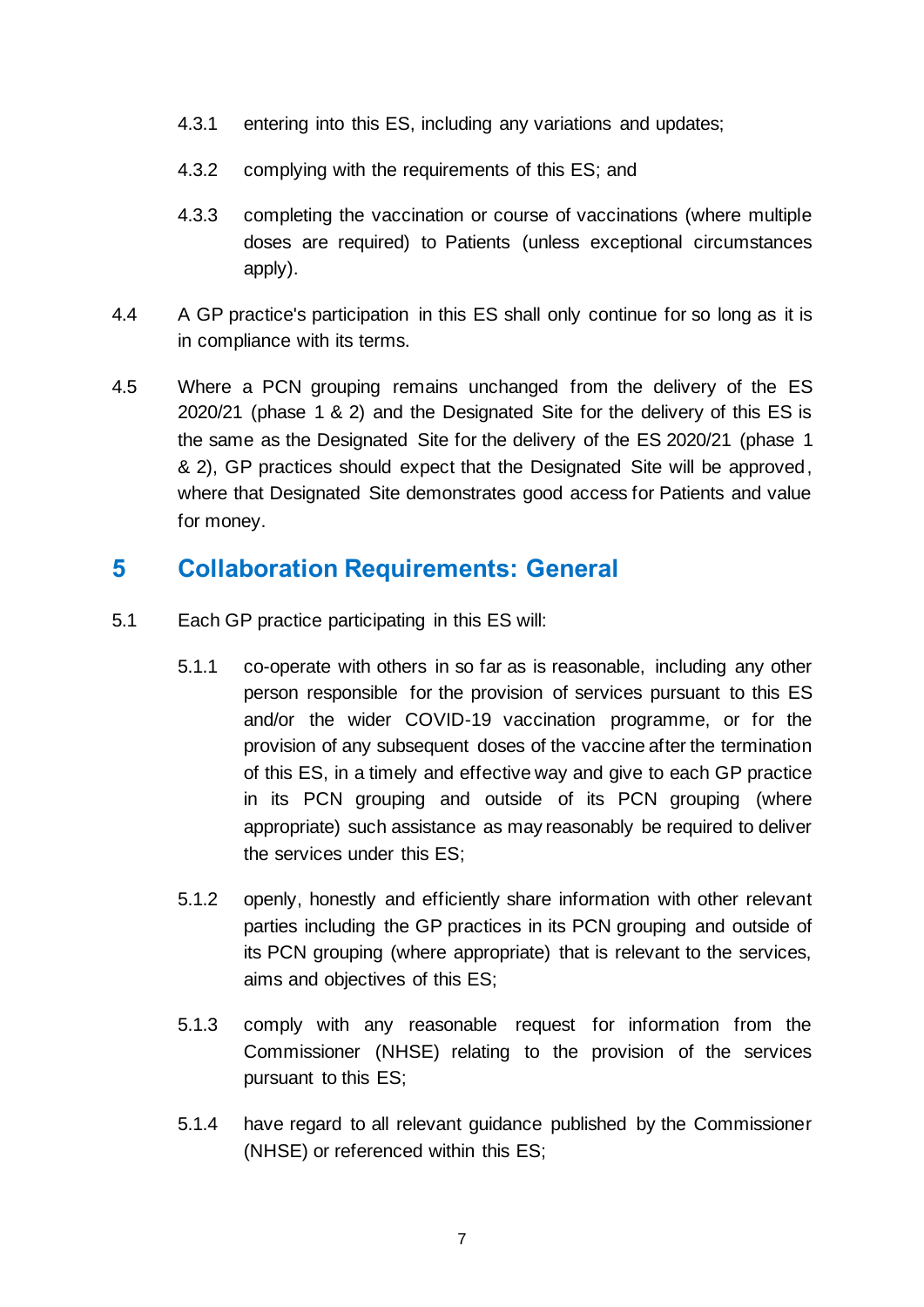4.3.1 entering into this ES, including any variations and updates;

4.3.2 complying with the requirements of this ES; and

4.3.3 completing the vaccination or course of vaccinations (where multiple doses are required) to Patients (unless exceptional circumstances apply).

4.4 A GP practice's participation in this ES shall only continue for so long as it is in compliance with its terms.

4.5 Where a PCN grouping remains unchanged from the delivery of the ES 2020/21 (phase 1 & 2) and the Designated Site for the delivery of this ES is the same as the Designated Site for the delivery of the ES 2020/21 (phase 1 & 2), GP practices should expect that the Designated Site will be approved, where that Designated Site demonstrates good access for Patients and value for money.

## 5 Collaboration Requirements: General

5.1 Each GP practice participating in this ES will:

5.1.1 co-operate with others in so far as is reasonable, including any other person responsible for the provision of services pursuant to this ES and/or the wider COVID-19 vaccination programme, or for the provision of any subsequent doses of the vaccine after the termination of this ES, in a timely and effective way and give to each GP practice in its PCN grouping and outside of its PCN grouping (where appropriate) such assistance as may reasonably be required to deliver the services under this ES;

5.1.2 openly, honestly and efficiently share information with other relevant parties including the GP practices in its PCN grouping and outside of its PCN grouping (where appropriate) that is relevant to the services, aims and objectives of this ES;

5.1.3 comply with any reasonable request for information from the Commissioner (NHSE) relating to the provision of the services pursuant to this ES;

5.1.4 have regard to all relevant guidance published by the Commissioner (NHSE) or referenced within this ES;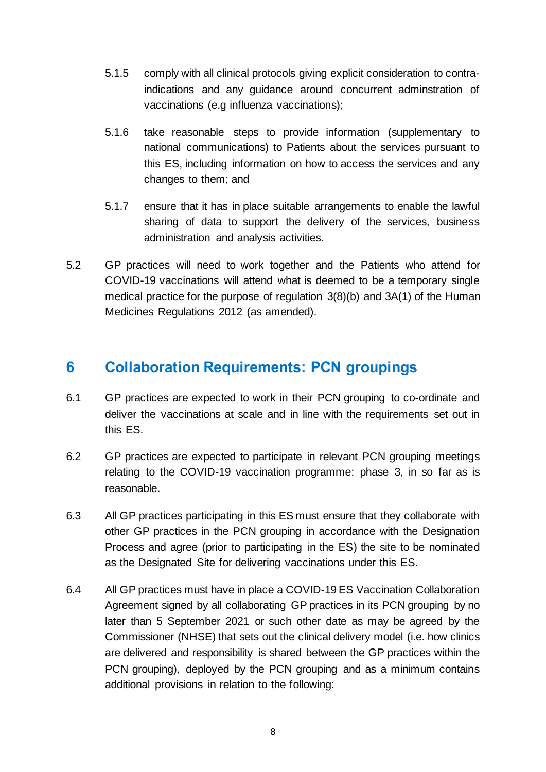5.1.5 comply with all clinical protocols giving explicit consideration to contra-indications and any guidance around concurrent adminstration of vaccinations (e.g influenza vaccinations);

5.1.6 take reasonable steps to provide information (supplementary to national communications) to Patients about the services pursuant to this ES, including information on how to access the services and any changes to them; and

5.1.7 ensure that it has in place suitable arrangements to enable the lawful sharing of data to support the delivery of the services, business administration and analysis activities.

5.2 GP practices will need to work together and the Patients who attend for COVID-19 vaccinations will attend what is deemed to be a temporary single medical practice for the purpose of regulation 3(8)(b) and 3A(1) of the Human Medicines Regulations 2012 (as amended).

## 6 Collaboration Requirements: PCN groupings

6.1 GP practices are expected to work in their PCN grouping to co-ordinate and deliver the vaccinations at scale and in line with the requirements set out in this ES.

6.2 GP practices are expected to participate in relevant PCN grouping meetings relating to the COVID-19 vaccination programme: phase 3, in so far as is reasonable.

6.3 All GP practices participating in this ES must ensure that they collaborate with other GP practices in the PCN grouping in accordance with the Designation Process and agree (prior to participating in the ES) the site to be nominated as the Designated Site for delivering vaccinations under this ES.

6.4 All GP practices must have in place a COVID-19 ES Vaccination Collaboration Agreement signed by all collaborating GP practices in its PCN grouping by no later than 5 September 2021 or such other date as may be agreed by the Commissioner (NHSE) that sets out the clinical delivery model (i.e. how clinics are delivered and responsibility is shared between the GP practices within the PCN grouping), deployed by the PCN grouping and as a minimum contains additional provisions in relation to the following: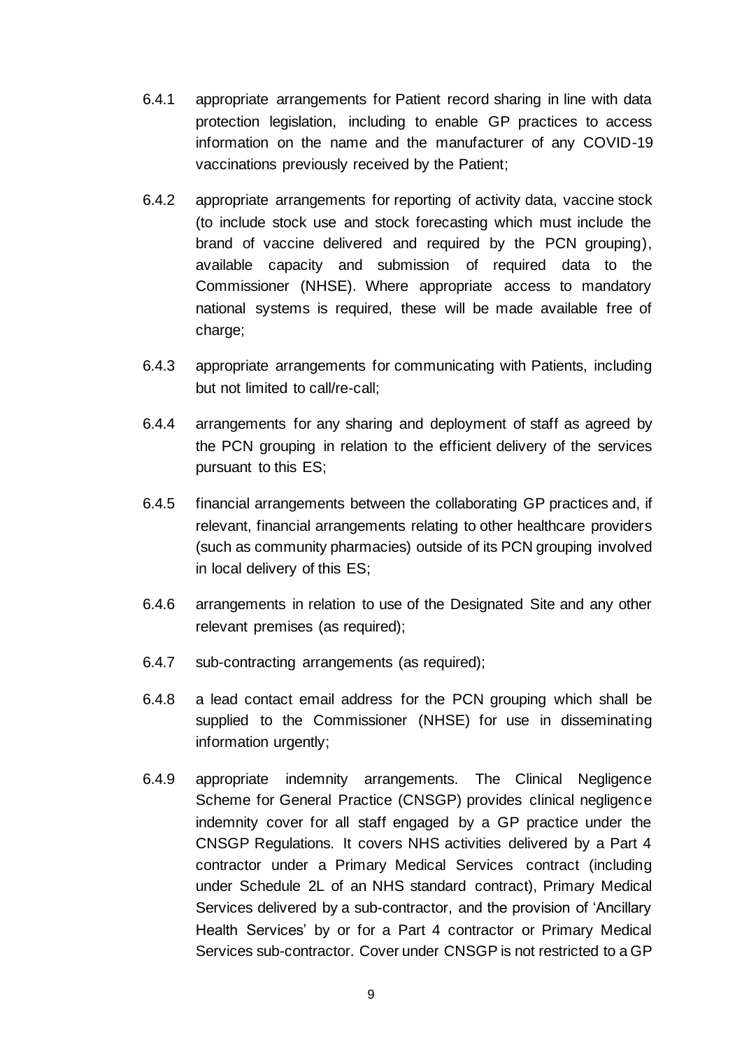6.4.1 appropriate arrangements for Patient record sharing in line with data protection legislation, including to enable GP practices to access information on the name and the manufacturer of any COVID-19 vaccinations previously received by the Patient;

6.4.2 appropriate arrangements for reporting of activity data, vaccine stock (to include stock use and stock forecasting which must include the brand of vaccine delivered and required by the PCN grouping), available capacity and submission of required data to the Commissioner (NHSE). Where appropriate access to mandatory national systems is required, these will be made available free of charge;

6.4.3 appropriate arrangements for communicating with Patients, including but not limited to call/re-call;

6.4.4 arrangements for any sharing and deployment of staff as agreed by the PCN grouping in relation to the efficient delivery of the services pursuant to this ES;

6.4.5 financial arrangements between the collaborating GP practices and, if relevant, financial arrangements relating to other healthcare providers (such as community pharmacies) outside of its PCN grouping involved in local delivery of this ES;

6.4.6 arrangements in relation to use of the Designated Site and any other relevant premises (as required);

6.4.7 sub-contracting arrangements (as required);

6.4.8 a lead contact email address for the PCN grouping which shall be supplied to the Commissioner (NHSE) for use in disseminating information urgently;

6.4.9 appropriate indemnity arrangements. The Clinical Negligence Scheme for General Practice (CNSGP) provides clinical negligence indemnity cover for all staff engaged by a GP practice under the CNSGP Regulations. It covers NHS activities delivered by a Part 4 contractor under a Primary Medical Services contract (including under Schedule 2L of an NHS standard contract), Primary Medical Services delivered by a sub-contractor, and the provision of 'Ancillary Health Services' by or for a Part 4 contractor or Primary Medical Services sub-contractor. Cover under CNSGP is not restricted to a GP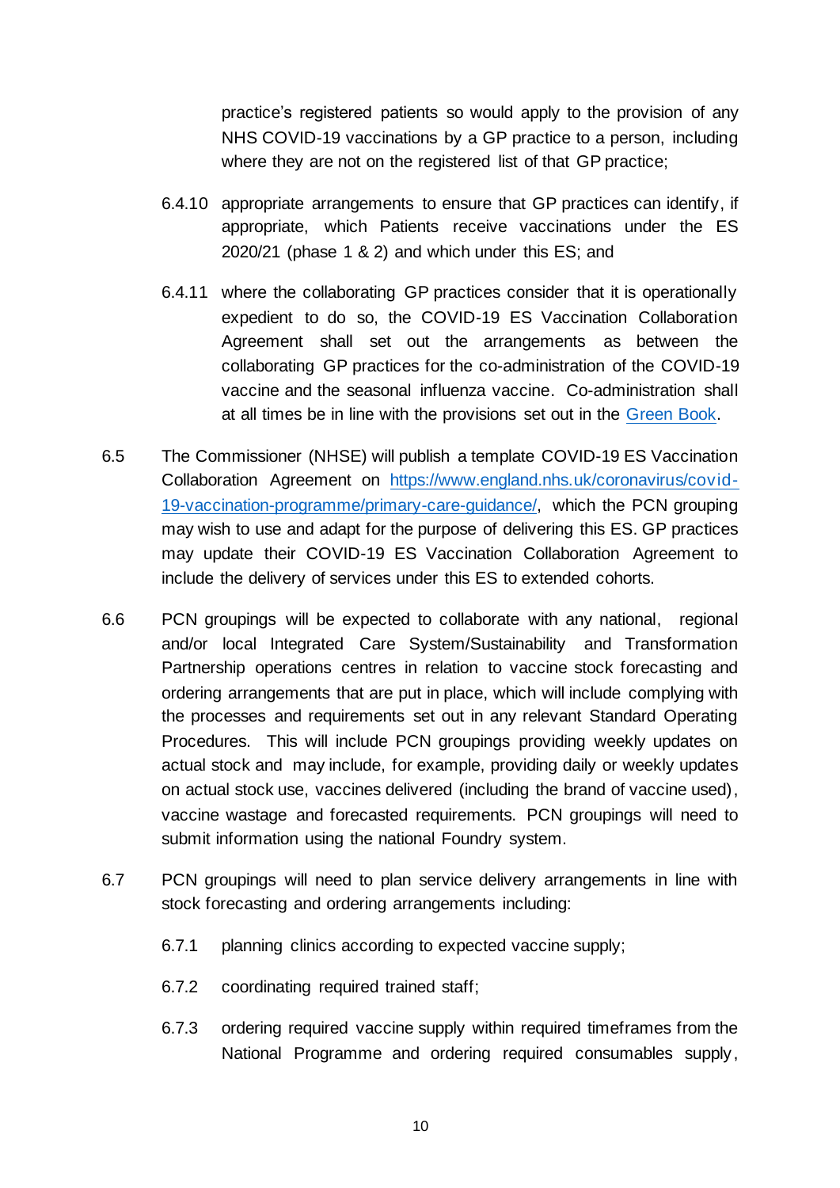practice's registered patients so would apply to the provision of any NHS COVID-19 vaccinations by a GP practice to a person, including where they are not on the registered list of that GP practice;

6.4.10 appropriate arrangements to ensure that GP practices can identify, if appropriate, which Patients receive vaccinations under the ES 2020/21 (phase 1 & 2) and which under this ES; and

6.4.11 where the collaborating GP practices consider that it is operationally expedient to do so, the COVID-19 ES Vaccination Collaboration Agreement shall set out the arrangements as between the collaborating GP practices for the co-administration of the COVID-19 vaccine and the seasonal influenza vaccine. Co-administration shall at all times be in line with the provisions set out in the [Green Book](#).

6.5 The Commissioner (NHSE) will publish a template COVID-19 ES Vaccination Collaboration Agreement on [https://www.england.nhs.uk/coronavirus/covid-19-vaccination-programme/primary-care-guidance/](https://www.england.nhs.uk/coronavirus/covid-19-vaccination-programme/primary-care-guidance/), which the PCN grouping may wish to use and adapt for the purpose of delivering this ES. GP practices may update their COVID-19 ES Vaccination Collaboration Agreement to include the delivery of services under this ES to extended cohorts.

6.6 PCN groupings will be expected to collaborate with any national, regional and/or local Integrated Care System/Sustainability and Transformation Partnership operations centres in relation to vaccine stock forecasting and ordering arrangements that are put in place, which will include complying with the processes and requirements set out in any relevant Standard Operating Procedures. This will include PCN groupings providing weekly updates on actual stock and may include, for example, providing daily or weekly updates on actual stock use, vaccines delivered (including the brand of vaccine used), vaccine wastage and forecasted requirements. PCN groupings will need to submit information using the national Foundry system.

6.7 PCN groupings will need to plan service delivery arrangements in line with stock forecasting and ordering arrangements including:

6.7.1 planning clinics according to expected vaccine supply;

6.7.2 coordinating required trained staff;

6.7.3 ordering required vaccine supply within required timeframes from the National Programme and ordering required consumables supply,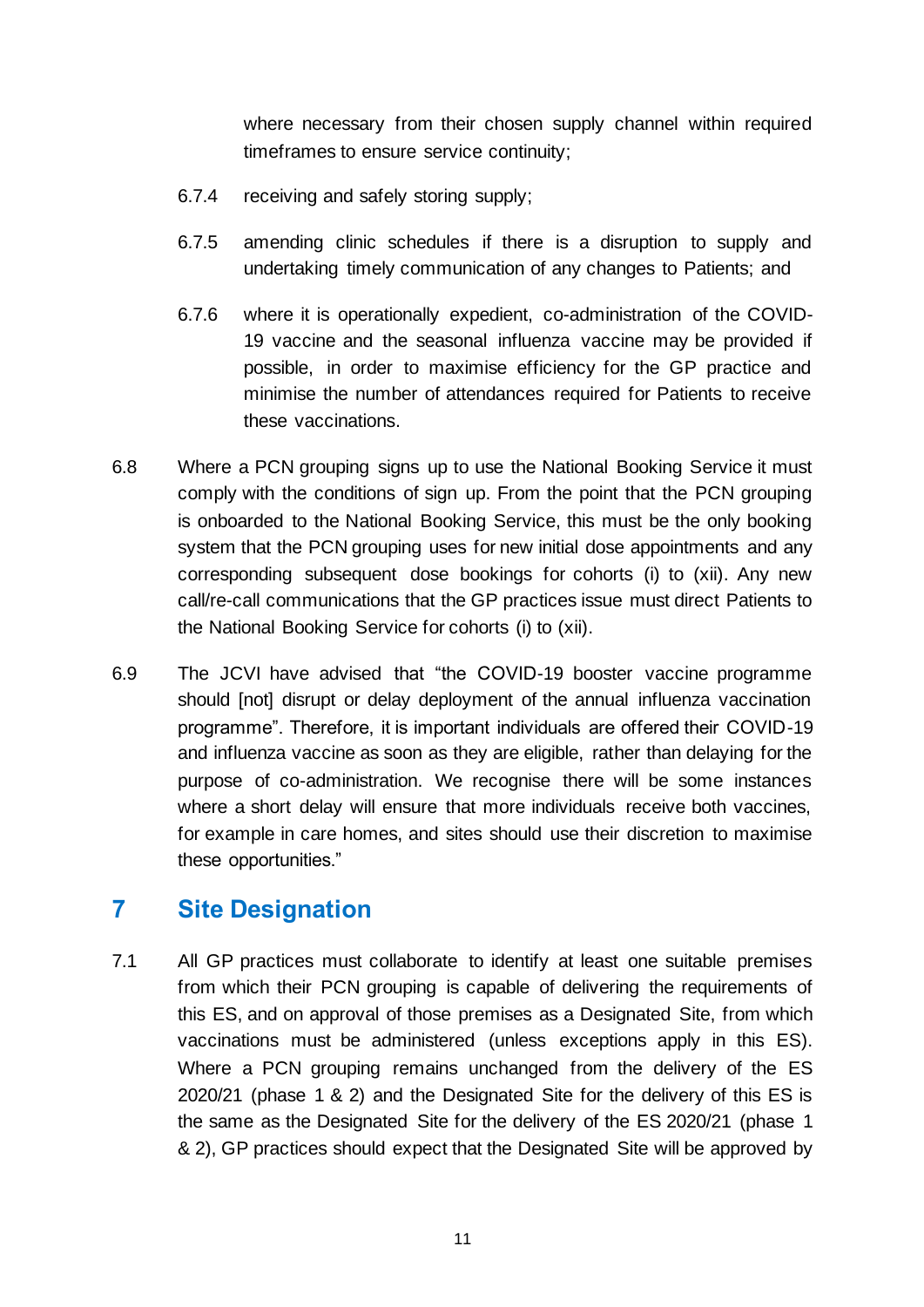where necessary from their chosen supply channel within required timeframes to ensure service continuity;

6.7.4 receiving and safely storing supply;

6.7.5 amending clinic schedules if there is a disruption to supply and undertaking timely communication of any changes to Patients; and

6.7.6 where it is operationally expedient, co-administration of the COVID-19 vaccine and the seasonal influenza vaccine may be provided if possible, in order to maximise efficiency for the GP practice and minimise the number of attendances required for Patients to receive these vaccinations.

6.8 Where a PCN grouping signs up to use the National Booking Service it must comply with the conditions of sign up. From the point that the PCN grouping is onboarded to the National Booking Service, this must be the only booking system that the PCN grouping uses for new initial dose appointments and any corresponding subsequent dose bookings for cohorts (i) to (xii). Any new call/re-call communications that the GP practices issue must direct Patients to the National Booking Service for cohorts (i) to (xii).

6.9 The JCVI have advised that "the COVID-19 booster vaccine programme should [not] disrupt or delay deployment of the annual influenza vaccination programme". Therefore, it is important individuals are offered their COVID-19 and influenza vaccine as soon as they are eligible, rather than delaying for the purpose of co-administration. We recognise there will be some instances where a short delay will ensure that more individuals receive both vaccines, for example in care homes, and sites should use their discretion to maximise these opportunities."

## 7 Site Designation

7.1 All GP practices must collaborate to identify at least one suitable premises from which their PCN grouping is capable of delivering the requirements of this ES, and on approval of those premises as a Designated Site, from which vaccinations must be administered (unless exceptions apply in this ES). Where a PCN grouping remains unchanged from the delivery of the ES 2020/21 (phase 1 & 2) and the Designated Site for the delivery of this ES is the same as the Designated Site for the delivery of the ES 2020/21 (phase 1 & 2), GP practices should expect that the Designated Site will be approved by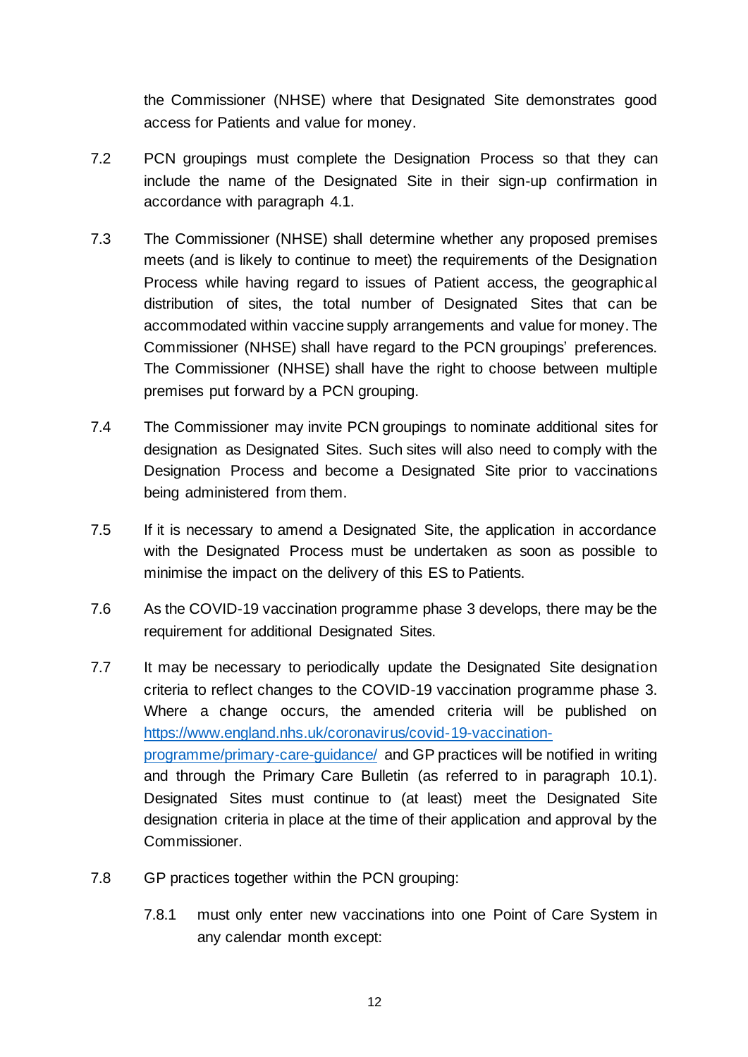the Commissioner (NHSE) where that Designated Site demonstrates good access for Patients and value for money.

7.2 PCN groupings must complete the Designation Process so that they can include the name of the Designated Site in their sign-up confirmation in accordance with paragraph 4.1.

7.3 The Commissioner (NHSE) shall determine whether any proposed premises meets (and is likely to continue to meet) the requirements of the Designation Process while having regard to issues of Patient access, the geographical distribution of sites, the total number of Designated Sites that can be accommodated within vaccine supply arrangements and value for money. The Commissioner (NHSE) shall have regard to the PCN groupings' preferences. The Commissioner (NHSE) shall have the right to choose between multiple premises put forward by a PCN grouping.

7.4 The Commissioner may invite PCN groupings to nominate additional sites for designation as Designated Sites. Such sites will also need to comply with the Designation Process and become a Designated Site prior to vaccinations being administered from them.

7.5 If it is necessary to amend a Designated Site, the application in accordance with the Designated Process must be undertaken as soon as possible to minimise the impact on the delivery of this ES to Patients.

7.6 As the COVID-19 vaccination programme phase 3 develops, there may be the requirement for additional Designated Sites.

7.7 It may be necessary to periodically update the Designated Site designation criteria to reflect changes to the COVID-19 vaccination programme phase 3. Where a change occurs, the amended criteria will be published on [https://www.england.nhs.uk/coronavirus/covid-19-vaccination-programme/primary-care-guidance/](https://www.england.nhs.uk/coronavirus/covid-19-vaccination-programme/primary-care-guidance/) and GP practices will be notified in writing and through the Primary Care Bulletin (as referred to in paragraph 10.1). Designated Sites must continue to (at least) meet the Designated Site designation criteria in place at the time of their application and approval by the Commissioner.

7.8 GP practices together within the PCN grouping:

7.8.1 must only enter new vaccinations into one Point of Care System in any calendar month except: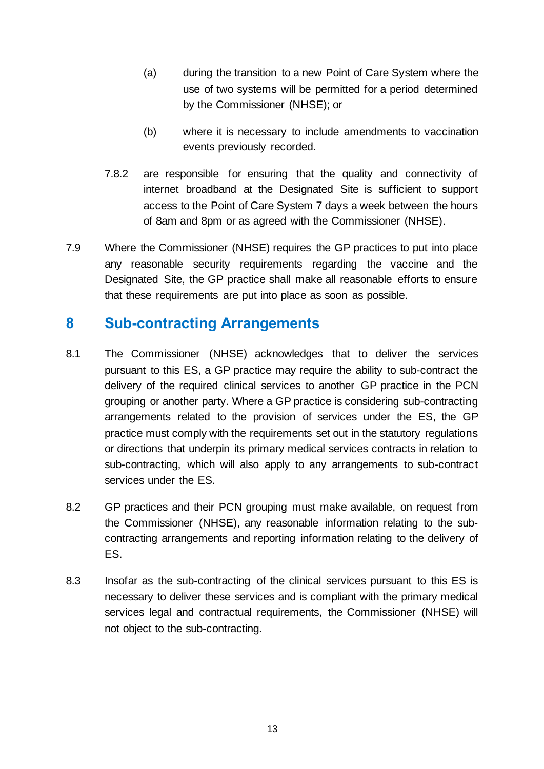(a) during the transition to a new Point of Care System where the use of two systems will be permitted for a period determined by the Commissioner (NHSE); or

(b) where it is necessary to include amendments to vaccination events previously recorded.

7.8.2 are responsible for ensuring that the quality and connectivity of internet broadband at the Designated Site is sufficient to support access to the Point of Care System 7 days a week between the hours of 8am and 8pm or as agreed with the Commissioner (NHSE).

7.9 Where the Commissioner (NHSE) requires the GP practices to put into place any reasonable security requirements regarding the vaccine and the Designated Site, the GP practice shall make all reasonable efforts to ensure that these requirements are put into place as soon as possible.

## 8 Sub-contracting Arrangements

8.1 The Commissioner (NHSE) acknowledges that to deliver the services pursuant to this ES, a GP practice may require the ability to sub-contract the delivery of the required clinical services to another GP practice in the PCN grouping or another party. Where a GP practice is considering sub-contracting arrangements related to the provision of services under the ES, the GP practice must comply with the requirements set out in the statutory regulations or directions that underpin its primary medical services contracts in relation to sub-contracting, which will also apply to any arrangements to sub-contract services under the ES.

8.2 GP practices and their PCN grouping must make available, on request from the Commissioner (NHSE), any reasonable information relating to the sub-contracting arrangements and reporting information relating to the delivery of ES.

8.3 Insofar as the sub-contracting of the clinical services pursuant to this ES is necessary to deliver these services and is compliant with the primary medical services legal and contractual requirements, the Commissioner (NHSE) will not object to the sub-contracting.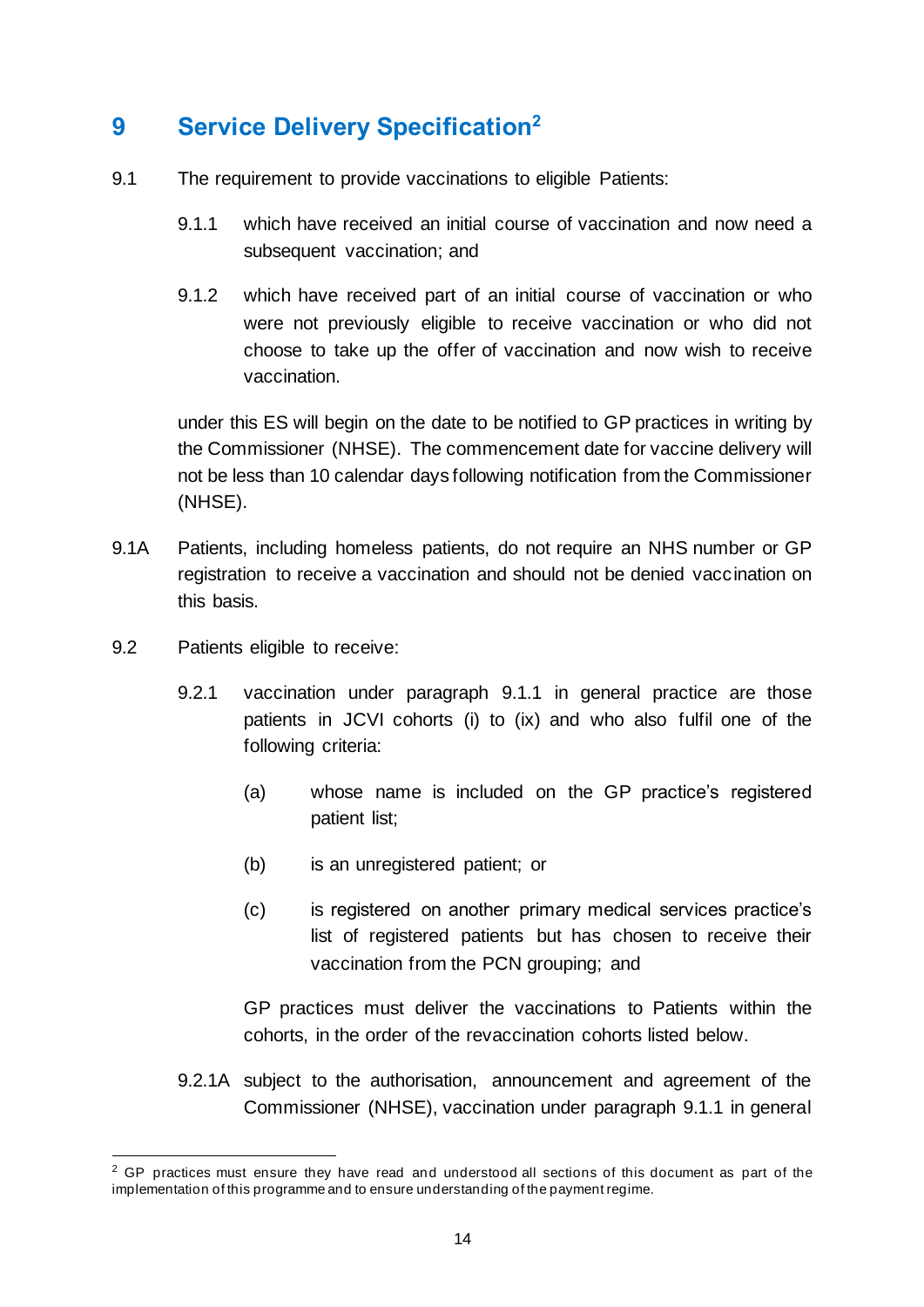## 9 Service Delivery Specification[2]

9.1 The requirement to provide vaccinations to eligible Patients:

9.1.1 which have received an initial course of vaccination and now need a subsequent vaccination; and

9.1.2 which have received part of an initial course of vaccination or who were not previously eligible to receive vaccination or who did not choose to take up the offer of vaccination and now wish to receive vaccination.

under this ES will begin on the date to be notified to GP practices in writing by the Commissioner (NHSE). The commencement date for vaccine delivery will not be less than 10 calendar days following notification from the Commissioner (NHSE).

9.1A Patients, including homeless patients, do not require an NHS number or GP registration to receive a vaccination and should not be denied vaccination on this basis.

9.2 Patients eligible to receive:

9.2.1 vaccination under paragraph 9.1.1 in general practice are those patients in JCVI cohorts (i) to (ix) and who also fulfil one of the following criteria:

(a) whose name is included on the GP practice's registered patient list;

(b) is an unregistered patient; or

(c) is registered on another primary medical services practice's list of registered patients but has chosen to receive their vaccination from the PCN grouping; and

GP practices must deliver the vaccinations to Patients within the cohorts, in the order of the revaccination cohorts listed below.

9.2.1A subject to the authorisation, announcement and agreement of the Commissioner (NHSE), vaccination under paragraph 9.1.1 in general

[2] GP practices must ensure they have read and understood all sections of this document as part of the implementation of this programme and to ensure understanding of the payment regime.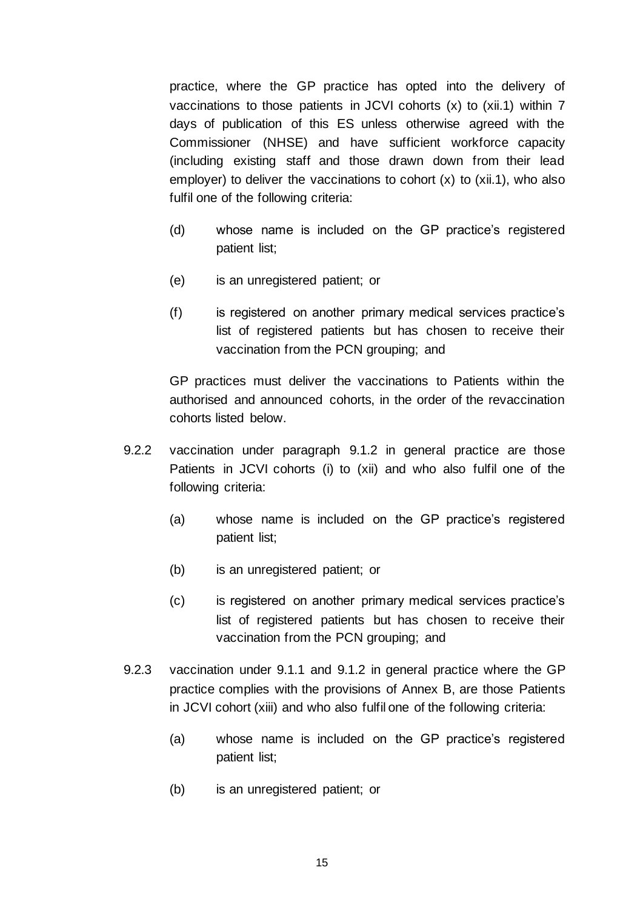practice, where the GP practice has opted into the delivery of vaccinations to those patients in JCVI cohorts (x) to (xii.1) within 7 days of publication of this ES unless otherwise agreed with the Commissioner (NHSE) and have sufficient workforce capacity (including existing staff and those drawn down from their lead employer) to deliver the vaccinations to cohort (x) to (xii.1), who also fulfil one of the following criteria:

(d) whose name is included on the GP practice's registered patient list;

(e) is an unregistered patient; or

(f) is registered on another primary medical services practice's list of registered patients but has chosen to receive their vaccination from the PCN grouping; and

GP practices must deliver the vaccinations to Patients within the authorised and announced cohorts, in the order of the revaccination cohorts listed below.

9.2.2 vaccination under paragraph 9.1.2 in general practice are those Patients in JCVI cohorts (i) to (xii) and who also fulfil one of the following criteria:

(a) whose name is included on the GP practice's registered patient list;

(b) is an unregistered patient; or

(c) is registered on another primary medical services practice's list of registered patients but has chosen to receive their vaccination from the PCN grouping; and

9.2.3 vaccination under 9.1.1 and 9.1.2 in general practice where the GP practice complies with the provisions of Annex B, are those Patients in JCVI cohort (xiii) and who also fulfil one of the following criteria:

(a) whose name is included on the GP practice's registered patient list;

(b) is an unregistered patient; or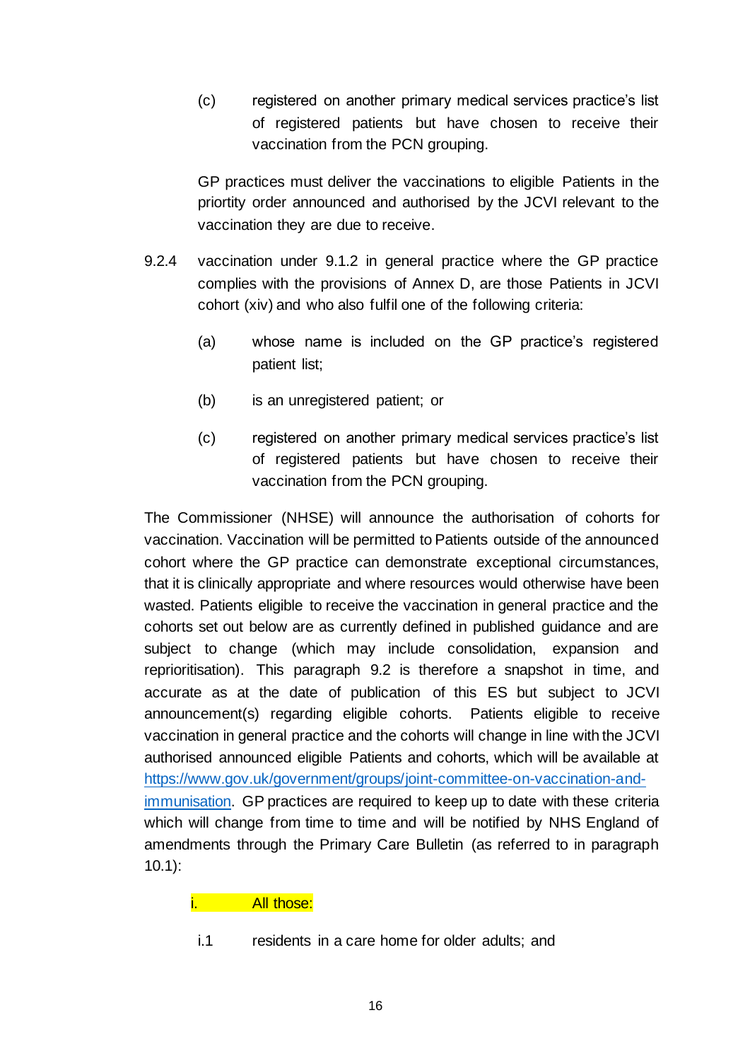(c) registered on another primary medical services practice's list of registered patients but have chosen to receive their vaccination from the PCN grouping.

GP practices must deliver the vaccinations to eligible Patients in the priortity order announced and authorised by the JCVI relevant to the vaccination they are due to receive.

9.2.4 vaccination under 9.1.2 in general practice where the GP practice complies with the provisions of Annex D, are those Patients in JCVI cohort (xiv) and who also fulfil one of the following criteria:

(a) whose name is included on the GP practice's registered patient list;

(b) is an unregistered patient; or

(c) registered on another primary medical services practice's list of registered patients but have chosen to receive their vaccination from the PCN grouping.

The Commissioner (NHSE) will announce the authorisation of cohorts for vaccination. Vaccination will be permitted to Patients outside of the announced cohort where the GP practice can demonstrate exceptional circumstances, that it is clinically appropriate and where resources would otherwise have been wasted. Patients eligible to receive the vaccination in general practice and the cohorts set out below are as currently defined in published guidance and are subject to change (which may include consolidation, expansion and reprioritisation). This paragraph 9.2 is therefore a snapshot in time, and accurate as at the date of publication of this ES but subject to JCVI announcement(s) regarding eligible cohorts. Patients eligible to receive vaccination in general practice and the cohorts will change in line with the JCVI authorised announced eligible Patients and cohorts, which will be available at [https://www.gov.uk/government/groups/joint-committee-on-vaccination-and-immunisation](https://www.gov.uk/government/groups/joint-committee-on-vaccination-and-immunisation). GP practices are required to keep up to date with these criteria which will change from time to time and will be notified by NHS England of amendments through the Primary Care Bulletin (as referred to in paragraph 10.1):

i. All those:

i.1 residents in a care home for older adults; and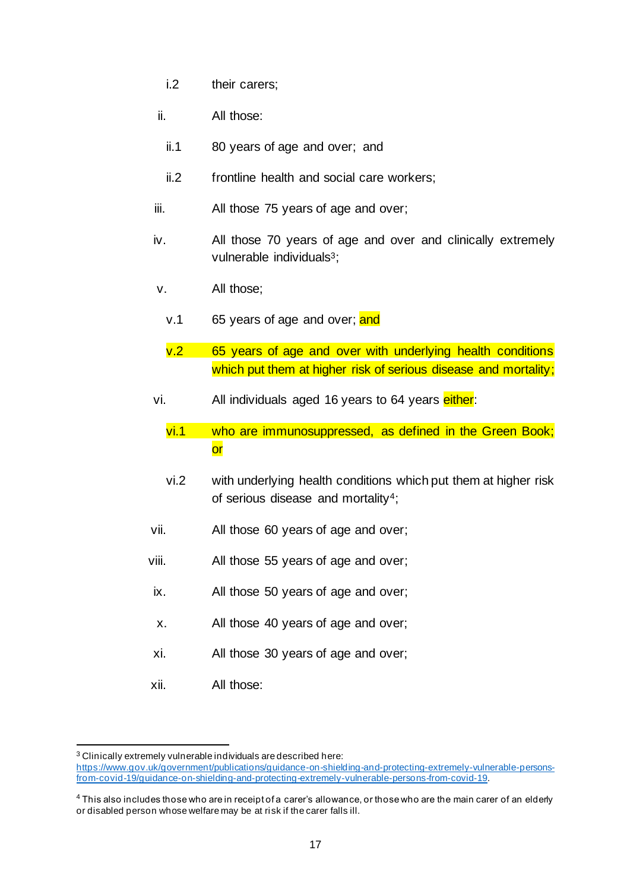i.2 their carers;

ii. All those:

ii.1 80 years of age and over; and

ii.2 frontline health and social care workers;

iii. All those 75 years of age and over;

iv. All those 70 years of age and over and clinically extremely vulnerable individuals[3];

v. All those;

v.1 65 years of age and over; and

v.2 65 years of age and over with underlying health conditions which put them at higher risk of serious disease and mortality;

vi. All individuals aged 16 years to 64 years either:

vi.1 who are immunosuppressed, as defined in the Green Book; or

vi.2 with underlying health conditions which put them at higher risk of serious disease and mortality[4];

vii. All those 60 years of age and over;

viii. All those 55 years of age and over;

ix. All those 50 years of age and over;

x. All those 40 years of age and over;

xi. All those 30 years of age and over;

xii. All those:

---

[3] Clinically extremely vulnerable individuals are described here: https://www.gov.uk/government/publications/guidance-on-shielding-and-protecting-extremely-vulnerable-persons-from-covid-19/guidance-on-shielding-and-protecting-extremely-vulnerable-persons-from-covid-19.

[4] This also includes those who are in receipt of a carer's allowance, or those who are the main carer of an elderly or disabled person whose welfare may be at risk if the carer falls ill.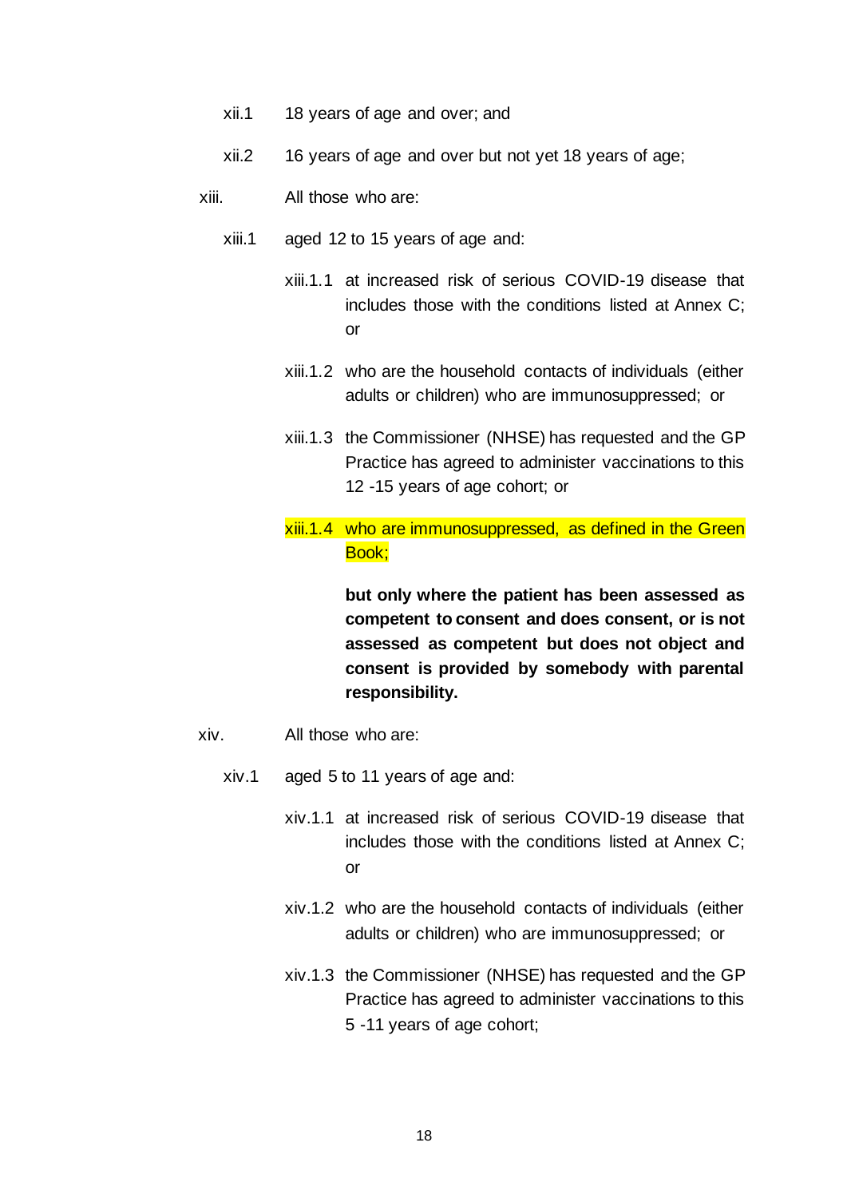xii.1 18 years of age and over; and

xii.2 16 years of age and over but not yet 18 years of age;

xiii. All those who are:

xiii.1 aged 12 to 15 years of age and:

xiii.1.1 at increased risk of serious COVID-19 disease that includes those with the conditions listed at Annex C; or

xiii.1.2 who are the household contacts of individuals (either adults or children) who are immunosuppressed; or

xiii.1.3 the Commissioner (NHSE) has requested and the GP Practice has agreed to administer vaccinations to this 12 -15 years of age cohort; or

xiii.1.4 who are immunosuppressed, as defined in the Green Book;

**but only where the patient has been assessed as competent to consent and does consent, or is not assessed as competent but does not object and consent is provided by somebody with parental responsibility.**

xiv. All those who are:

xiv.1 aged 5 to 11 years of age and:

xiv.1.1 at increased risk of serious COVID-19 disease that includes those with the conditions listed at Annex C; or

xiv.1.2 who are the household contacts of individuals (either adults or children) who are immunosuppressed; or

xiv.1.3 the Commissioner (NHSE) has requested and the GP Practice has agreed to administer vaccinations to this 5 -11 years of age cohort;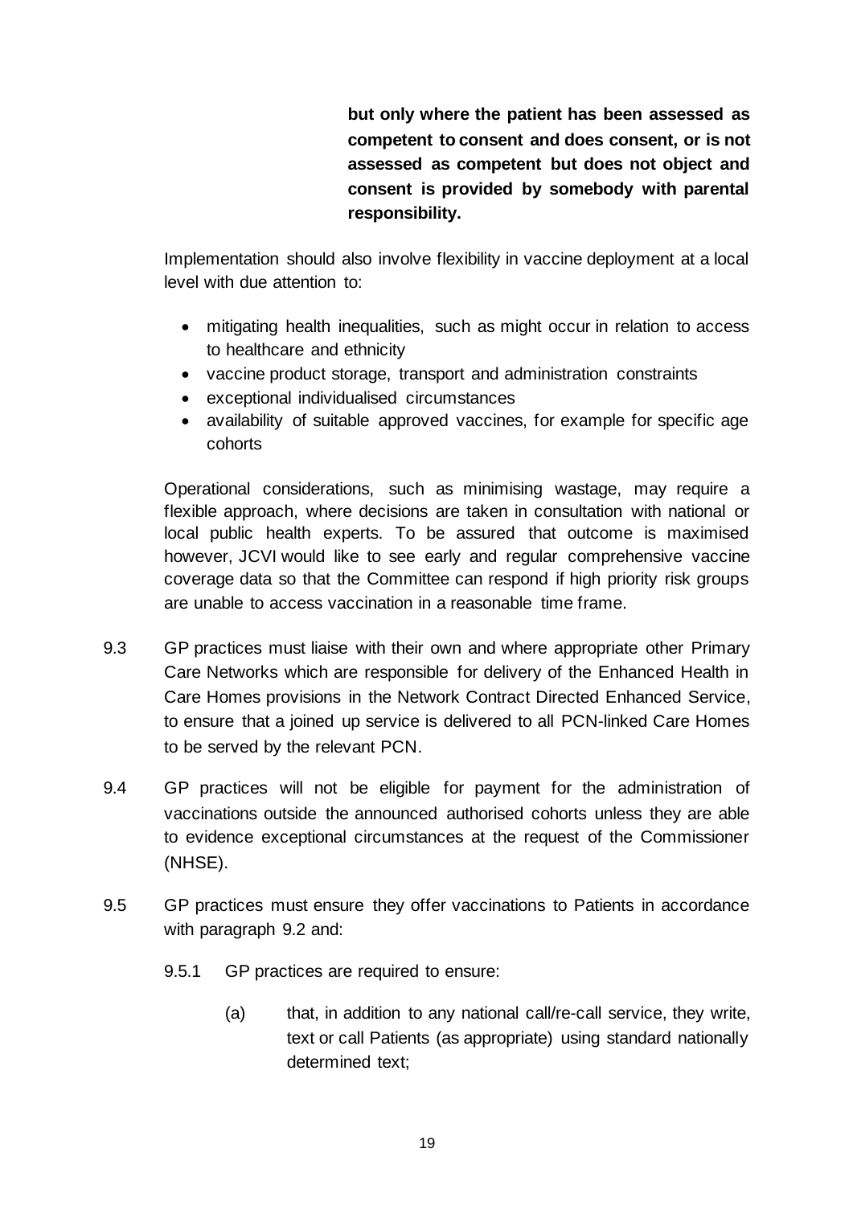**but only where the patient has been assessed as competent to consent and does consent, or is not assessed as competent but does not object and consent is provided by somebody with parental responsibility.**

Implementation should also involve flexibility in vaccine deployment at a local level with due attention to:

- mitigating health inequalities, such as might occur in relation to access to healthcare and ethnicity
- vaccine product storage, transport and administration constraints
- exceptional individualised circumstances
- availability of suitable approved vaccines, for example for specific age cohorts

Operational considerations, such as minimising wastage, may require a flexible approach, where decisions are taken in consultation with national or local public health experts. To be assured that outcome is maximised however, JCVI would like to see early and regular comprehensive vaccine coverage data so that the Committee can respond if high priority risk groups are unable to access vaccination in a reasonable time frame.

9.3 GP practices must liaise with their own and where appropriate other Primary Care Networks which are responsible for delivery of the Enhanced Health in Care Homes provisions in the Network Contract Directed Enhanced Service, to ensure that a joined up service is delivered to all PCN-linked Care Homes to be served by the relevant PCN.

9.4 GP practices will not be eligible for payment for the administration of vaccinations outside the announced authorised cohorts unless they are able to evidence exceptional circumstances at the request of the Commissioner (NHSE).

9.5 GP practices must ensure they offer vaccinations to Patients in accordance with paragraph 9.2 and:

9.5.1 GP practices are required to ensure:

(a) that, in addition to any national call/re-call service, they write, text or call Patients (as appropriate) using standard nationally determined text;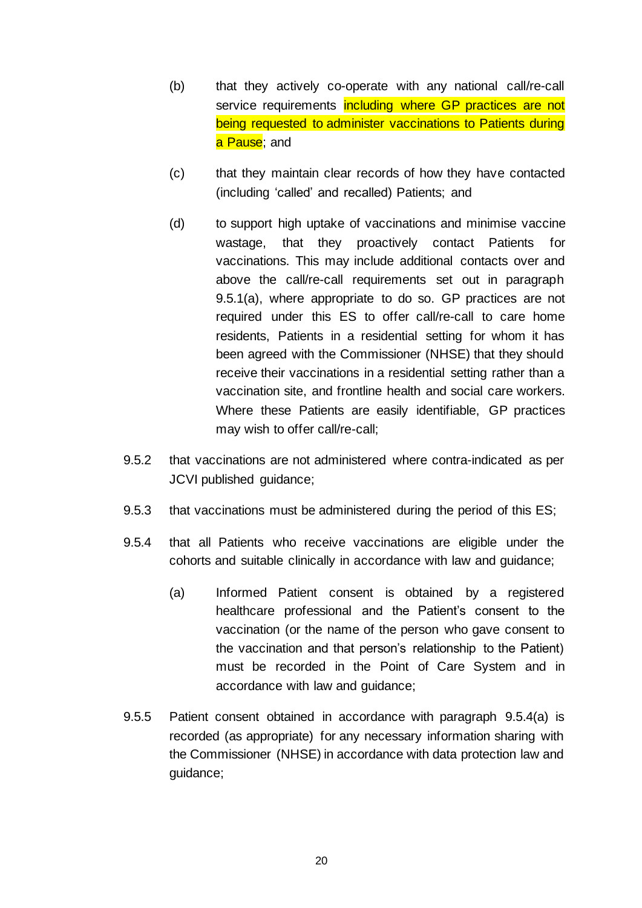(b) that they actively co-operate with any national call/re-call service requirements including where GP practices are not being requested to administer vaccinations to Patients during a Pause; and

(c) that they maintain clear records of how they have contacted (including 'called' and recalled) Patients; and

(d) to support high uptake of vaccinations and minimise vaccine wastage, that they proactively contact Patients for vaccinations. This may include additional contacts over and above the call/re-call requirements set out in paragraph 9.5.1(a), where appropriate to do so. GP practices are not required under this ES to offer call/re-call to care home residents, Patients in a residential setting for whom it has been agreed with the Commissioner (NHSE) that they should receive their vaccinations in a residential setting rather than a vaccination site, and frontline health and social care workers. Where these Patients are easily identifiable, GP practices may wish to offer call/re-call;

9.5.2 that vaccinations are not administered where contra-indicated as per JCVI published guidance;

9.5.3 that vaccinations must be administered during the period of this ES;

9.5.4 that all Patients who receive vaccinations are eligible under the cohorts and suitable clinically in accordance with law and guidance;

(a) Informed Patient consent is obtained by a registered healthcare professional and the Patient's consent to the vaccination (or the name of the person who gave consent to the vaccination and that person's relationship to the Patient) must be recorded in the Point of Care System and in accordance with law and guidance;

9.5.5 Patient consent obtained in accordance with paragraph 9.5.4(a) is recorded (as appropriate) for any necessary information sharing with the Commissioner (NHSE) in accordance with data protection law and guidance;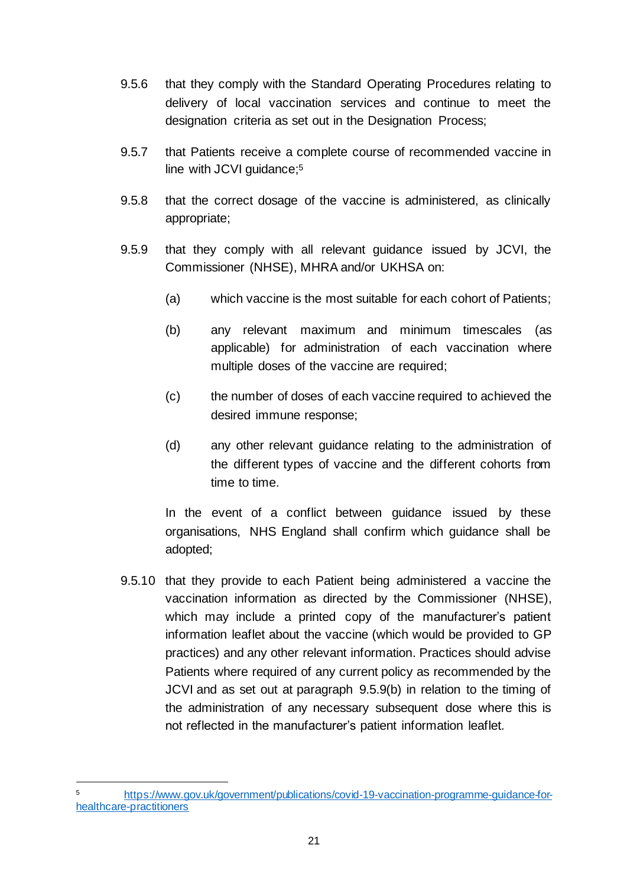9.5.6 that they comply with the Standard Operating Procedures relating to delivery of local vaccination services and continue to meet the designation criteria as set out in the Designation Process;

9.5.7 that Patients receive a complete course of recommended vaccine in line with JCVI guidance;[5]

9.5.8 that the correct dosage of the vaccine is administered, as clinically appropriate;

9.5.9 that they comply with all relevant guidance issued by JCVI, the Commissioner (NHSE), MHRA and/or UKHSA on:

(a) which vaccine is the most suitable for each cohort of Patients;

(b) any relevant maximum and minimum timescales (as applicable) for administration of each vaccination where multiple doses of the vaccine are required;

(c) the number of doses of each vaccine required to achieved the desired immune response;

(d) any other relevant guidance relating to the administration of the different types of vaccine and the different cohorts from time to time.

In the event of a conflict between guidance issued by these organisations, NHS England shall confirm which guidance shall be adopted;

9.5.10 that they provide to each Patient being administered a vaccine the vaccination information as directed by the Commissioner (NHSE), which may include a printed copy of the manufacturer's patient information leaflet about the vaccine (which would be provided to GP practices) and any other relevant information. Practices should advise Patients where required of any current policy as recommended by the JCVI and as set out at paragraph 9.5.9(b) in relation to the timing of the administration of any necessary subsequent dose where this is not reflected in the manufacturer's patient information leaflet.

---

[5] https://www.gov.uk/government/publications/covid-19-vaccination-programme-guidance-for-healthcare-practitioners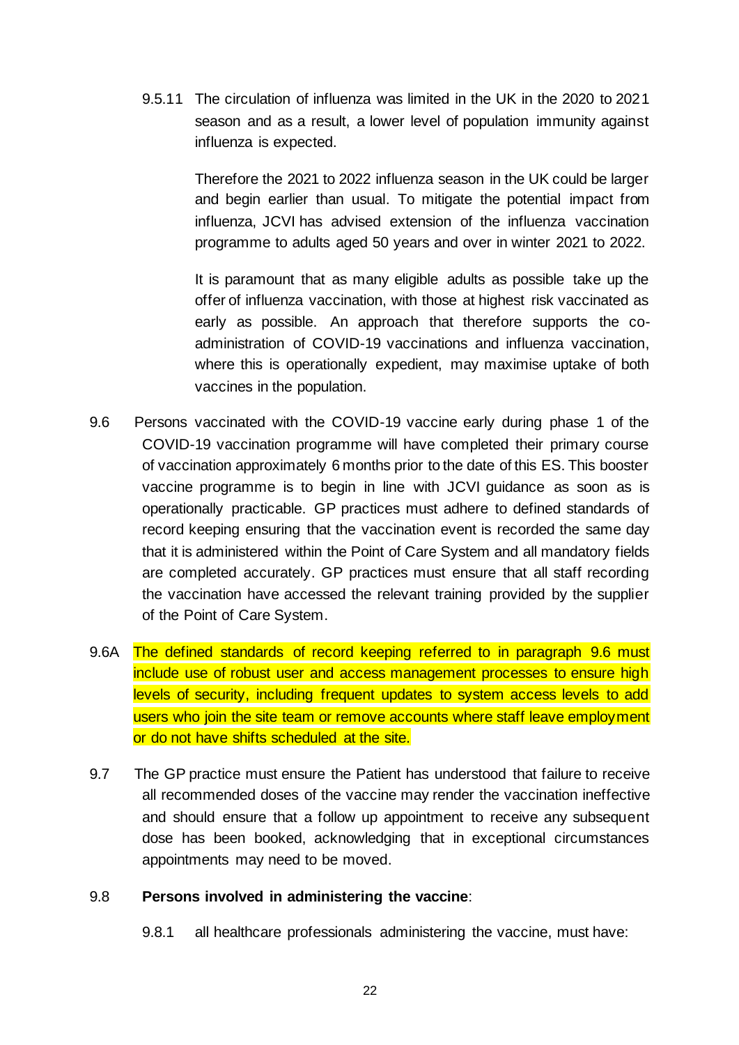9.5.11 The circulation of influenza was limited in the UK in the 2020 to 2021 season and as a result, a lower level of population immunity against influenza is expected.

Therefore the 2021 to 2022 influenza season in the UK could be larger and begin earlier than usual. To mitigate the potential impact from influenza, JCVI has advised extension of the influenza vaccination programme to adults aged 50 years and over in winter 2021 to 2022.

It is paramount that as many eligible adults as possible take up the offer of influenza vaccination, with those at highest risk vaccinated as early as possible. An approach that therefore supports the co-administration of COVID-19 vaccinations and influenza vaccination, where this is operationally expedient, may maximise uptake of both vaccines in the population.

9.6 Persons vaccinated with the COVID-19 vaccine early during phase 1 of the COVID-19 vaccination programme will have completed their primary course of vaccination approximately 6 months prior to the date of this ES. This booster vaccine programme is to begin in line with JCVI guidance as soon as is operationally practicable. GP practices must adhere to defined standards of record keeping ensuring that the vaccination event is recorded the same day that it is administered within the Point of Care System and all mandatory fields are completed accurately. GP practices must ensure that all staff recording the vaccination have accessed the relevant training provided by the supplier of the Point of Care System.

9.6A The defined standards of record keeping referred to in paragraph 9.6 must include use of robust user and access management processes to ensure high levels of security, including frequent updates to system access levels to add users who join the site team or remove accounts where staff leave employment or do not have shifts scheduled at the site.

9.7 The GP practice must ensure the Patient has understood that failure to receive all recommended doses of the vaccine may render the vaccination ineffective and should ensure that a follow up appointment to receive any subsequent dose has been booked, acknowledging that in exceptional circumstances appointments may need to be moved.

9.8 **Persons involved in administering the vaccine**:

9.8.1 all healthcare professionals administering the vaccine, must have: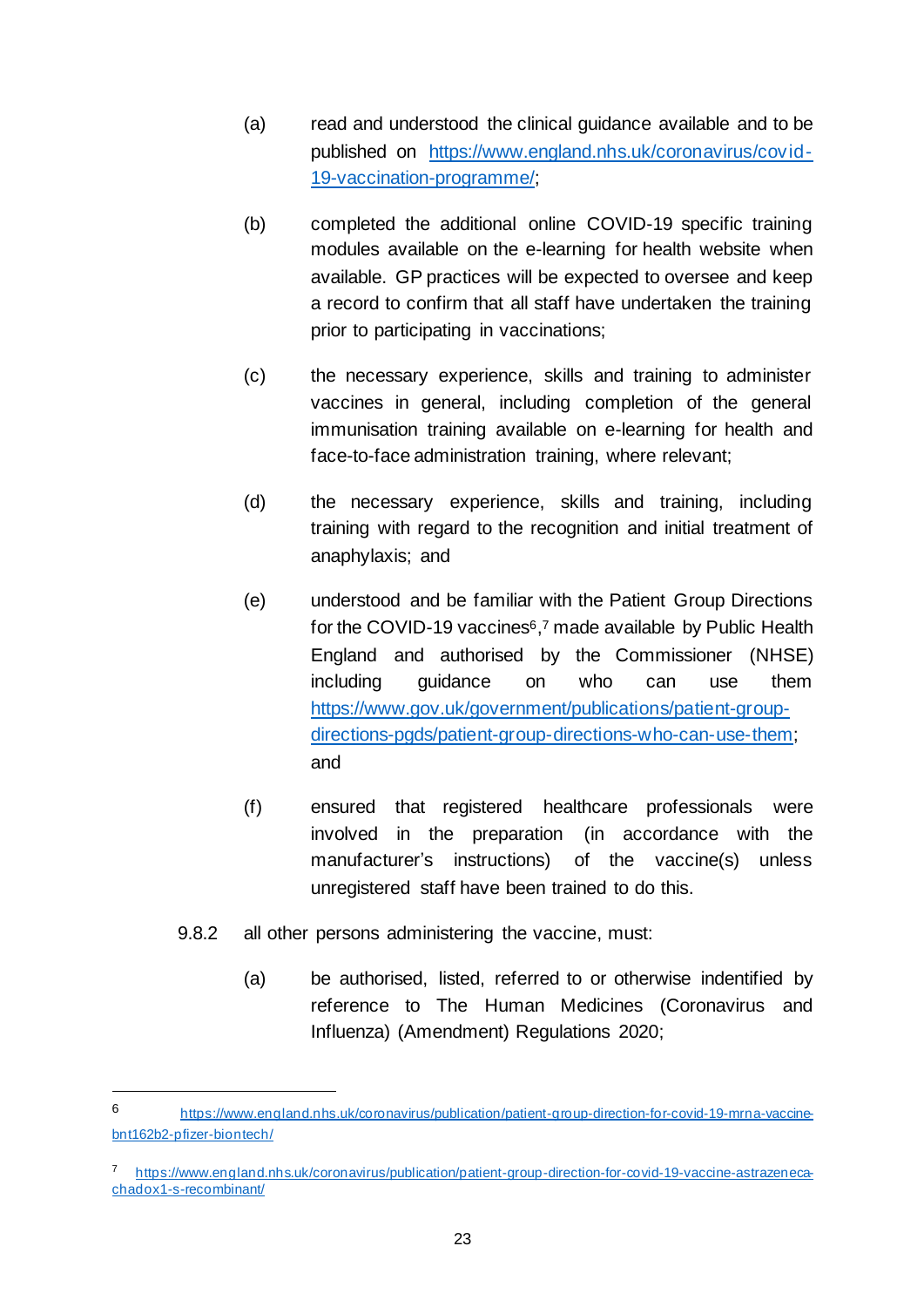(a) read and understood the clinical guidance available and to be published on https://www.england.nhs.uk/coronavirus/covid-19-vaccination-programme/;

(b) completed the additional online COVID-19 specific training modules available on the e-learning for health website when available. GP practices will be expected to oversee and keep a record to confirm that all staff have undertaken the training prior to participating in vaccinations;

(c) the necessary experience, skills and training to administer vaccines in general, including completion of the general immunisation training available on e-learning for health and face-to-face administration training, where relevant;

(d) the necessary experience, skills and training, including training with regard to the recognition and initial treatment of anaphylaxis; and

(e) understood and be familiar with the Patient Group Directions for the COVID-19 vaccines[6],[7] made available by Public Health England and authorised by the Commissioner (NHSE) including guidance on who can use them https://www.gov.uk/government/publications/patient-group-directions-pgds/patient-group-directions-who-can-use-them; and

(f) ensured that registered healthcare professionals were involved in the preparation (in accordance with the manufacturer's instructions) of the vaccine(s) unless unregistered staff have been trained to do this.

9.8.2 all other persons administering the vaccine, must:

(a) be authorised, listed, referred to or otherwise indentified by reference to The Human Medicines (Coronavirus and Influenza) (Amendment) Regulations 2020;

---

[6] https://www.england.nhs.uk/coronavirus/publication/patient-group-direction-for-covid-19-mrna-vaccine-bnt162b2-pfizer-biontech/

[7] https://www.england.nhs.uk/coronavirus/publication/patient-group-direction-for-covid-19-vaccine-astrazeneca-chadox1-s-recombinant/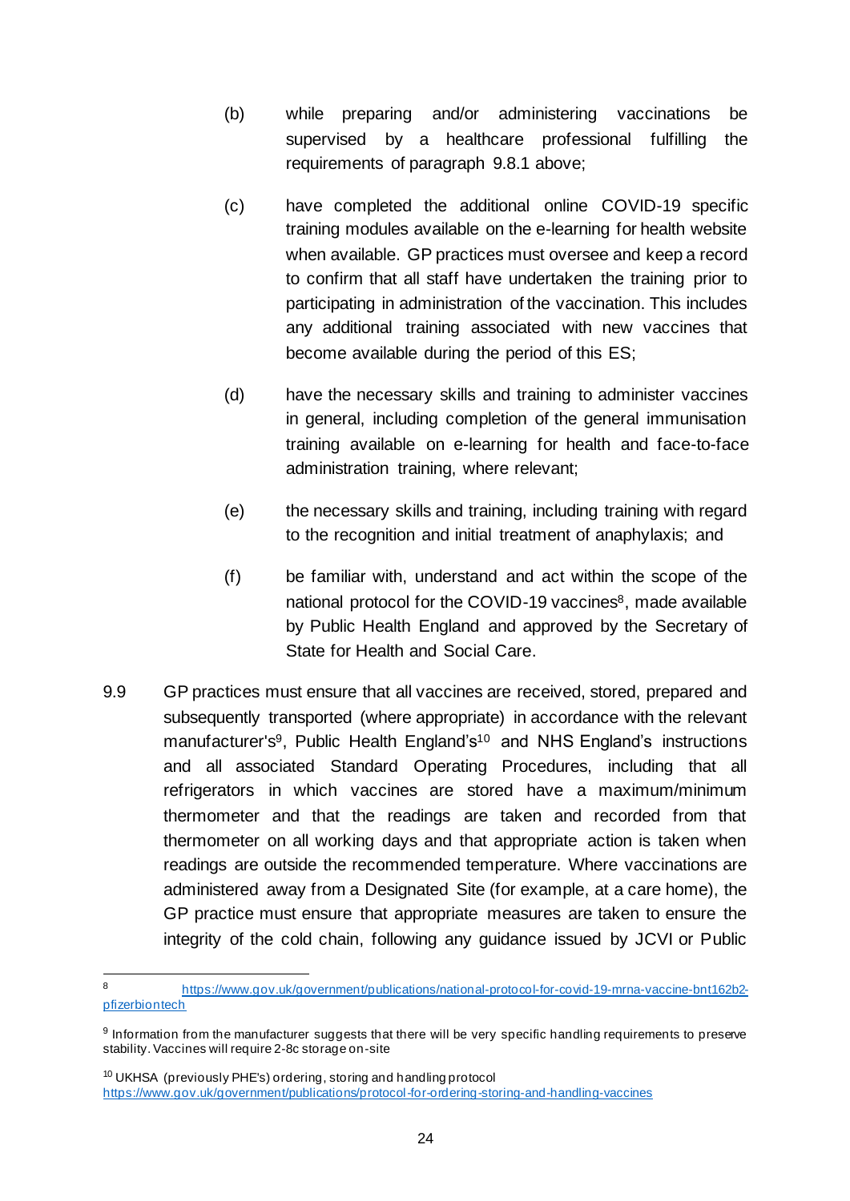(b) while preparing and/or administering vaccinations be supervised by a healthcare professional fulfilling the requirements of paragraph 9.8.1 above;

(c) have completed the additional online COVID-19 specific training modules available on the e-learning for health website when available. GP practices must oversee and keep a record to confirm that all staff have undertaken the training prior to participating in administration of the vaccination. This includes any additional training associated with new vaccines that become available during the period of this ES;

(d) have the necessary skills and training to administer vaccines in general, including completion of the general immunisation training available on e-learning for health and face-to-face administration training, where relevant;

(e) the necessary skills and training, including training with regard to the recognition and initial treatment of anaphylaxis; and

(f) be familiar with, understand and act within the scope of the national protocol for the COVID-19 vaccines[8], made available by Public Health England and approved by the Secretary of State for Health and Social Care.

9.9 GP practices must ensure that all vaccines are received, stored, prepared and subsequently transported (where appropriate) in accordance with the relevant manufacturer's[9], Public Health England's[10] and NHS England's instructions and all associated Standard Operating Procedures, including that all refrigerators in which vaccines are stored have a maximum/minimum thermometer and that the readings are taken and recorded from that thermometer on all working days and that appropriate action is taken when readings are outside the recommended temperature. Where vaccinations are administered away from a Designated Site (for example, at a care home), the GP practice must ensure that appropriate measures are taken to ensure the integrity of the cold chain, following any guidance issued by JCVI or Public

---

[8] https://www.gov.uk/government/publications/national-protocol-for-covid-19-mrna-vaccine-bnt162b2-pfizerbiontech

[9] Information from the manufacturer suggests that there will be very specific handling requirements to preserve stability. Vaccines will require 2-8c storage on-site

[10] UKHSA (previously PHE's) ordering, storing and handling protocol https://www.gov.uk/government/publications/protocol-for-ordering-storing-and-handling-vaccines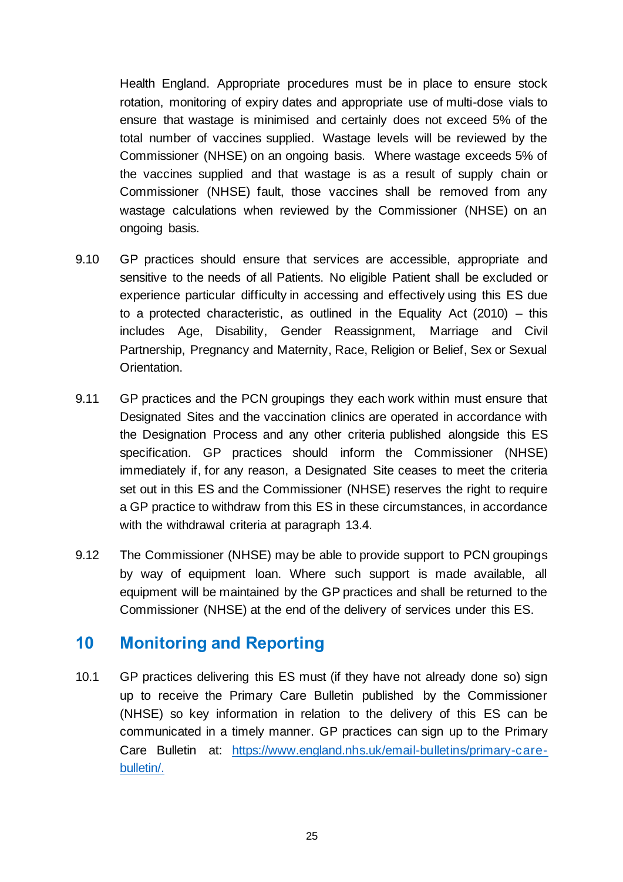Health England. Appropriate procedures must be in place to ensure stock rotation, monitoring of expiry dates and appropriate use of multi-dose vials to ensure that wastage is minimised and certainly does not exceed 5% of the total number of vaccines supplied. Wastage levels will be reviewed by the Commissioner (NHSE) on an ongoing basis. Where wastage exceeds 5% of the vaccines supplied and that wastage is as a result of supply chain or Commissioner (NHSE) fault, those vaccines shall be removed from any wastage calculations when reviewed by the Commissioner (NHSE) on an ongoing basis.

9.10 GP practices should ensure that services are accessible, appropriate and sensitive to the needs of all Patients. No eligible Patient shall be excluded or experience particular difficulty in accessing and effectively using this ES due to a protected characteristic, as outlined in the Equality Act (2010) – this includes Age, Disability, Gender Reassignment, Marriage and Civil Partnership, Pregnancy and Maternity, Race, Religion or Belief, Sex or Sexual Orientation.

9.11 GP practices and the PCN groupings they each work within must ensure that Designated Sites and the vaccination clinics are operated in accordance with the Designation Process and any other criteria published alongside this ES specification. GP practices should inform the Commissioner (NHSE) immediately if, for any reason, a Designated Site ceases to meet the criteria set out in this ES and the Commissioner (NHSE) reserves the right to require a GP practice to withdraw from this ES in these circumstances, in accordance with the withdrawal criteria at paragraph 13.4.

9.12 The Commissioner (NHSE) may be able to provide support to PCN groupings by way of equipment loan. Where such support is made available, all equipment will be maintained by the GP practices and shall be returned to the Commissioner (NHSE) at the end of the delivery of services under this ES.

## 10 Monitoring and Reporting

10.1 GP practices delivering this ES must (if they have not already done so) sign up to receive the Primary Care Bulletin published by the Commissioner (NHSE) so key information in relation to the delivery of this ES can be communicated in a timely manner. GP practices can sign up to the Primary Care Bulletin at: [https://www.england.nhs.uk/email-bulletins/primary-care-bulletin/.](https://www.england.nhs.uk/email-bulletins/primary-care-bulletin/)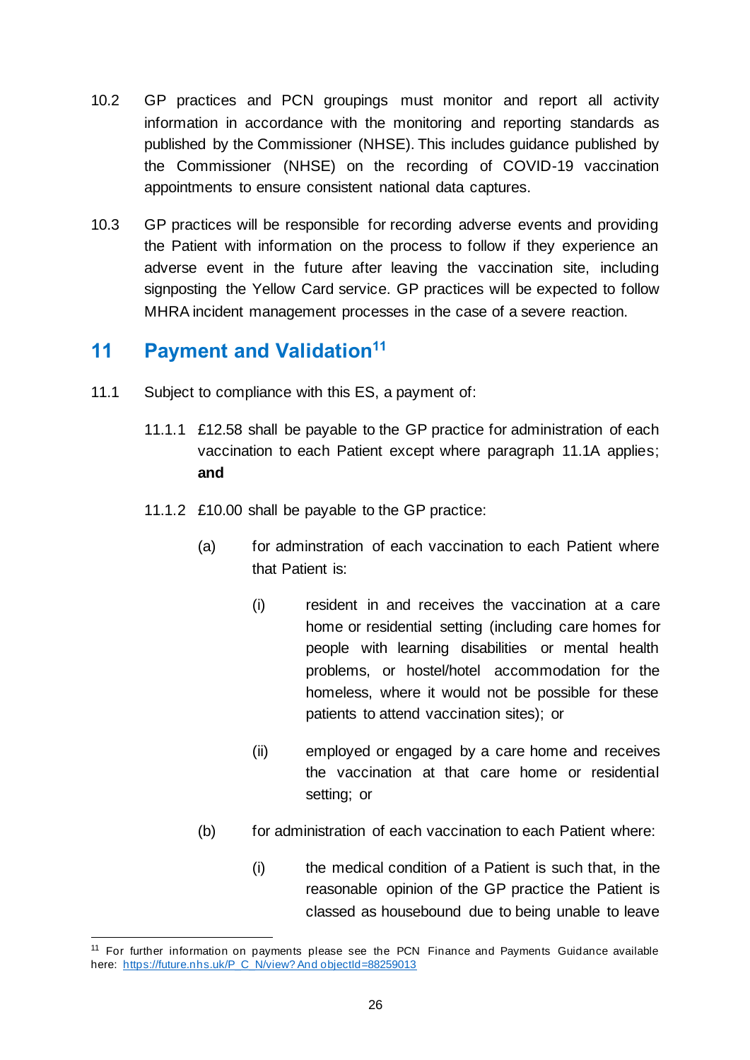10.2 GP practices and PCN groupings must monitor and report all activity information in accordance with the monitoring and reporting standards as published by the Commissioner (NHSE). This includes guidance published by the Commissioner (NHSE) on the recording of COVID-19 vaccination appointments to ensure consistent national data captures.

10.3 GP practices will be responsible for recording adverse events and providing the Patient with information on the process to follow if they experience an adverse event in the future after leaving the vaccination site, including signposting the Yellow Card service. GP practices will be expected to follow MHRA incident management processes in the case of a severe reaction.

## 11 Payment and Validation[11]

11.1 Subject to compliance with this ES, a payment of:

11.1.1 £12.58 shall be payable to the GP practice for administration of each vaccination to each Patient except where paragraph 11.1A applies; **and**

11.1.2 £10.00 shall be payable to the GP practice:

(a) for adminstration of each vaccination to each Patient where that Patient is:

(i) resident in and receives the vaccination at a care home or residential setting (including care homes for people with learning disabilities or mental health problems, or hostel/hotel accommodation for the homeless, where it would not be possible for these patients to attend vaccination sites); or

(ii) employed or engaged by a care home and receives the vaccination at that care home or residential setting; or

(b) for administration of each vaccination to each Patient where:

(i) the medical condition of a Patient is such that, in the reasonable opinion of the GP practice the Patient is classed as housebound due to being unable to leave

---

[11] For further information on payments please see the PCN Finance and Payments Guidance available here: https://future.nhs.uk/P_C_N/view?And objectId=88259013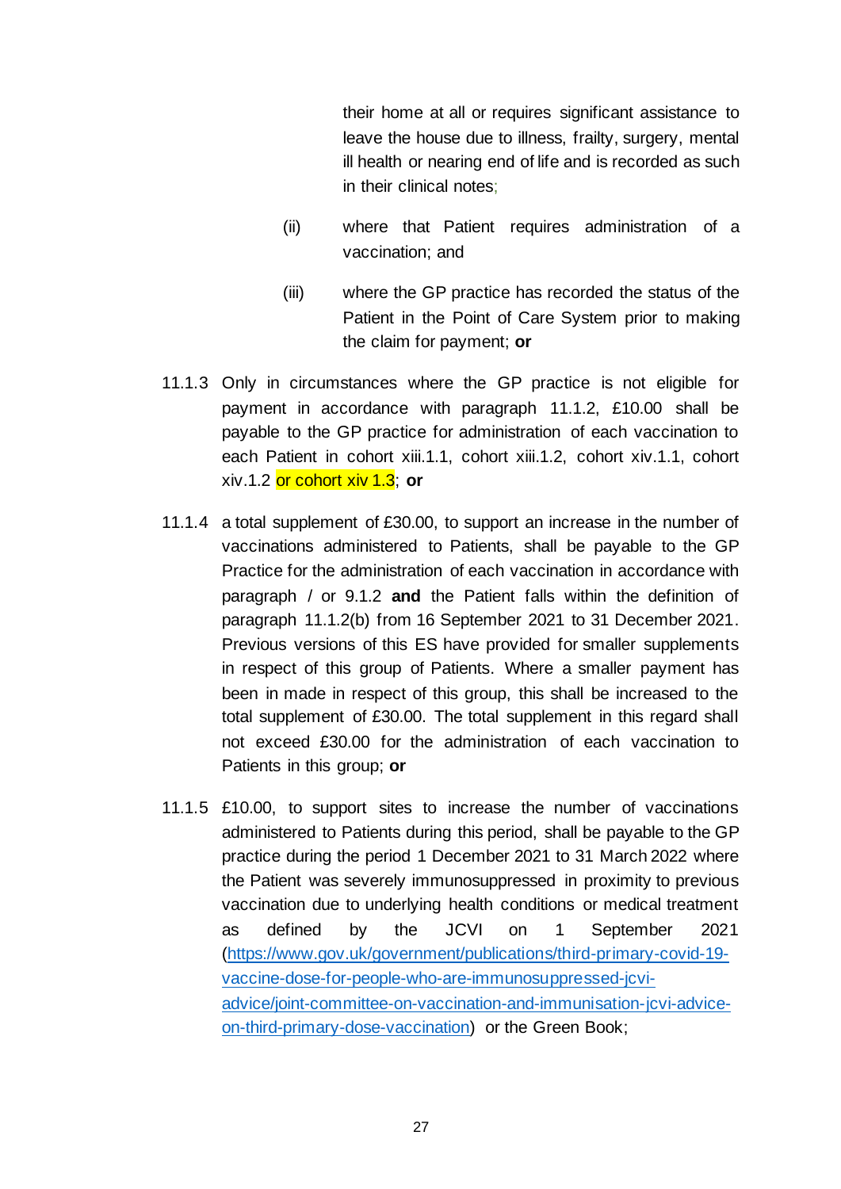their home at all or requires significant assistance to leave the house due to illness, frailty, surgery, mental ill health or nearing end of life and is recorded as such in their clinical notes;

(ii) where that Patient requires administration of a vaccination; and

(iii) where the GP practice has recorded the status of the Patient in the Point of Care System prior to making the claim for payment; **or**

11.1.3 Only in circumstances where the GP practice is not eligible for payment in accordance with paragraph 11.1.2, £10.00 shall be payable to the GP practice for administration of each vaccination to each Patient in cohort xiii.1.1, cohort xiii.1.2, cohort xiv.1.1, cohort xiv.1.2 or cohort xiv 1.3; **or**

11.1.4 a total supplement of £30.00, to support an increase in the number of vaccinations administered to Patients, shall be payable to the GP Practice for the administration of each vaccination in accordance with paragraph / or 9.1.2 **and** the Patient falls within the definition of paragraph 11.1.2(b) from 16 September 2021 to 31 December 2021. Previous versions of this ES have provided for smaller supplements in respect of this group of Patients. Where a smaller payment has been in made in respect of this group, this shall be increased to the total supplement of £30.00. The total supplement in this regard shall not exceed £30.00 for the administration of each vaccination to Patients in this group; **or**

11.1.5 £10.00, to support sites to increase the number of vaccinations administered to Patients during this period, shall be payable to the GP practice during the period 1 December 2021 to 31 March 2022 where the Patient was severely immunosuppressed in proximity to previous vaccination due to underlying health conditions or medical treatment as defined by the JCVI on 1 September 2021 (https://www.gov.uk/government/publications/third-primary-covid-19-vaccine-dose-for-people-who-are-immunosuppressed-jcvi-advice/joint-committee-on-vaccination-and-immunisation-jcvi-advice-on-third-primary-dose-vaccination) or the Green Book;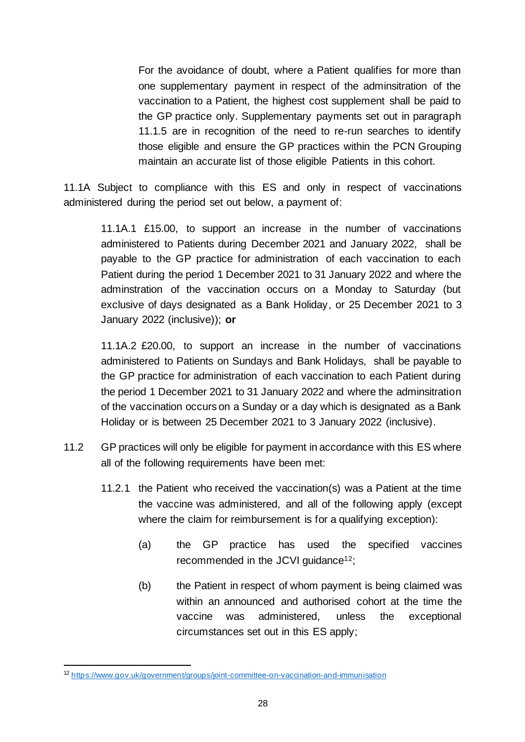For the avoidance of doubt, where a Patient qualifies for more than one supplementary payment in respect of the adminsitration of the vaccination to a Patient, the highest cost supplement shall be paid to the GP practice only. Supplementary payments set out in paragraph 11.1.5 are in recognition of the need to re-run searches to identify those eligible and ensure the GP practices within the PCN Grouping maintain an accurate list of those eligible Patients in this cohort.

11.1A Subject to compliance with this ES and only in respect of vaccinations administered during the period set out below, a payment of:

11.1A.1 £15.00, to support an increase in the number of vaccinations administered to Patients during December 2021 and January 2022, shall be payable to the GP practice for administration of each vaccination to each Patient during the period 1 December 2021 to 31 January 2022 and where the adminstration of the vaccination occurs on a Monday to Saturday (but exclusive of days designated as a Bank Holiday, or 25 December 2021 to 3 January 2022 (inclusive)); **or**

11.1A.2 £20.00, to support an increase in the number of vaccinations administered to Patients on Sundays and Bank Holidays, shall be payable to the GP practice for administration of each vaccination to each Patient during the period 1 December 2021 to 31 January 2022 and where the adminsitration of the vaccination occurs on a Sunday or a day which is designated as a Bank Holiday or is between 25 December 2021 to 3 January 2022 (inclusive).

11.2 GP practices will only be eligible for payment in accordance with this ES where all of the following requirements have been met:

11.2.1 the Patient who received the vaccination(s) was a Patient at the time the vaccine was administered, and all of the following apply (except where the claim for reimbursement is for a qualifying exception):

(a) the GP practice has used the specified vaccines recommended in the JCVI guidance[12];

(b) the Patient in respect of whom payment is being claimed was within an announced and authorised cohort at the time the vaccine was administered, unless the exceptional circumstances set out in this ES apply;

---

[12] https://www.gov.uk/government/groups/joint-committee-on-vaccination-and-immunisation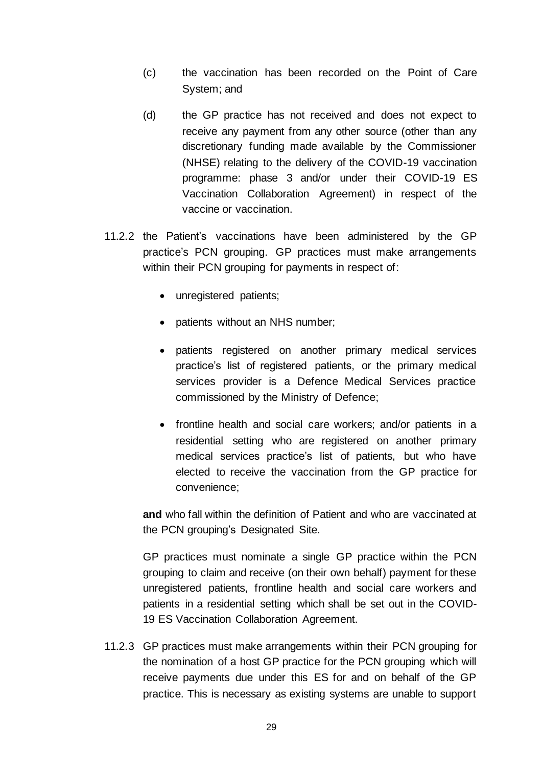(c) the vaccination has been recorded on the Point of Care System; and

(d) the GP practice has not received and does not expect to receive any payment from any other source (other than any discretionary funding made available by the Commissioner (NHSE) relating to the delivery of the COVID-19 vaccination programme: phase 3 and/or under their COVID-19 ES Vaccination Collaboration Agreement) in respect of the vaccine or vaccination.

11.2.2 the Patient's vaccinations have been administered by the GP practice's PCN grouping. GP practices must make arrangements within their PCN grouping for payments in respect of:

- unregistered patients;
- patients without an NHS number;
- patients registered on another primary medical services practice's list of registered patients, or the primary medical services provider is a Defence Medical Services practice commissioned by the Ministry of Defence;
- frontline health and social care workers; and/or patients in a residential setting who are registered on another primary medical services practice's list of patients, but who have elected to receive the vaccination from the GP practice for convenience;

**and** who fall within the definition of Patient and who are vaccinated at the PCN grouping's Designated Site.

GP practices must nominate a single GP practice within the PCN grouping to claim and receive (on their own behalf) payment for these unregistered patients, frontline health and social care workers and patients in a residential setting which shall be set out in the COVID-19 ES Vaccination Collaboration Agreement.

11.2.3 GP practices must make arrangements within their PCN grouping for the nomination of a host GP practice for the PCN grouping which will receive payments due under this ES for and on behalf of the GP practice. This is necessary as existing systems are unable to support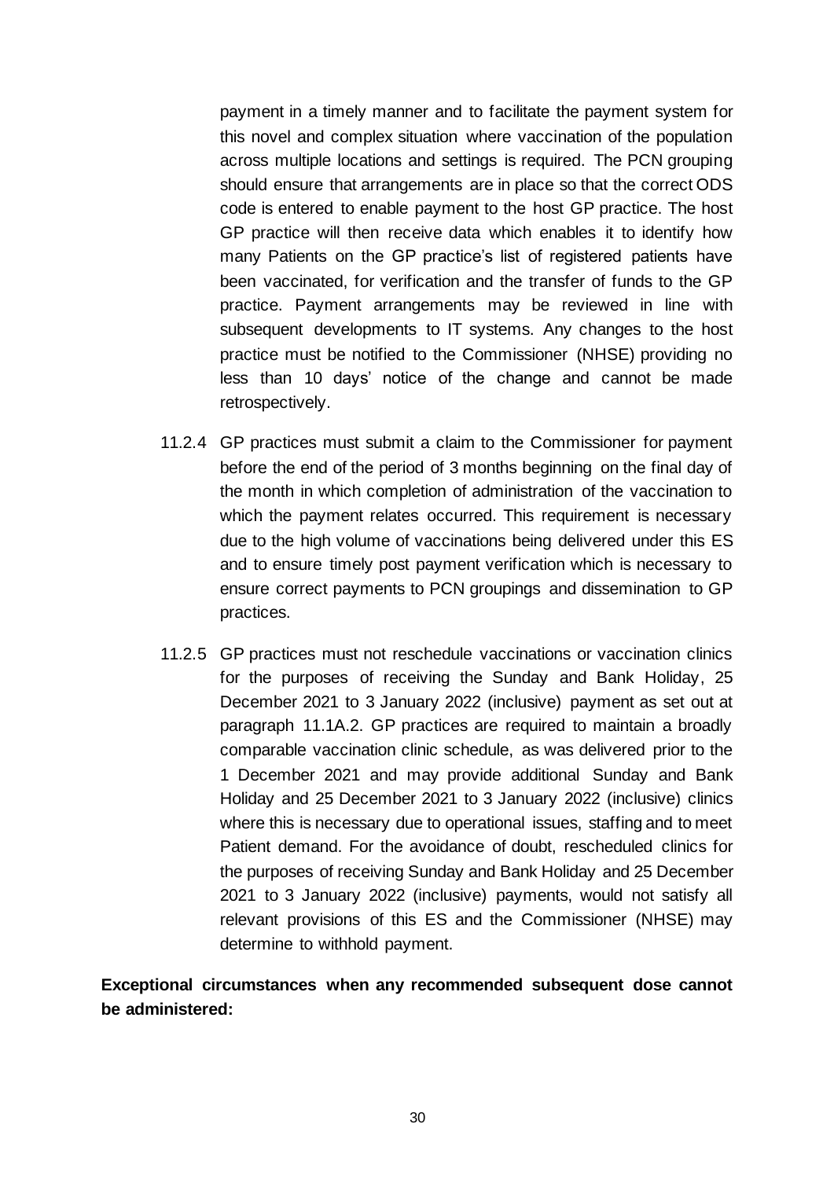payment in a timely manner and to facilitate the payment system for this novel and complex situation where vaccination of the population across multiple locations and settings is required. The PCN grouping should ensure that arrangements are in place so that the correct ODS code is entered to enable payment to the host GP practice. The host GP practice will then receive data which enables it to identify how many Patients on the GP practice's list of registered patients have been vaccinated, for verification and the transfer of funds to the GP practice. Payment arrangements may be reviewed in line with subsequent developments to IT systems. Any changes to the host practice must be notified to the Commissioner (NHSE) providing no less than 10 days' notice of the change and cannot be made retrospectively.

11.2.4 GP practices must submit a claim to the Commissioner for payment before the end of the period of 3 months beginning on the final day of the month in which completion of administration of the vaccination to which the payment relates occurred. This requirement is necessary due to the high volume of vaccinations being delivered under this ES and to ensure timely post payment verification which is necessary to ensure correct payments to PCN groupings and dissemination to GP practices.

11.2.5 GP practices must not reschedule vaccinations or vaccination clinics for the purposes of receiving the Sunday and Bank Holiday, 25 December 2021 to 3 January 2022 (inclusive) payment as set out at paragraph 11.1A.2. GP practices are required to maintain a broadly comparable vaccination clinic schedule, as was delivered prior to the 1 December 2021 and may provide additional Sunday and Bank Holiday and 25 December 2021 to 3 January 2022 (inclusive) clinics where this is necessary due to operational issues, staffing and to meet Patient demand. For the avoidance of doubt, rescheduled clinics for the purposes of receiving Sunday and Bank Holiday and 25 December 2021 to 3 January 2022 (inclusive) payments, would not satisfy all relevant provisions of this ES and the Commissioner (NHSE) may determine to withhold payment.

**Exceptional circumstances when any recommended subsequent dose cannot be administered:**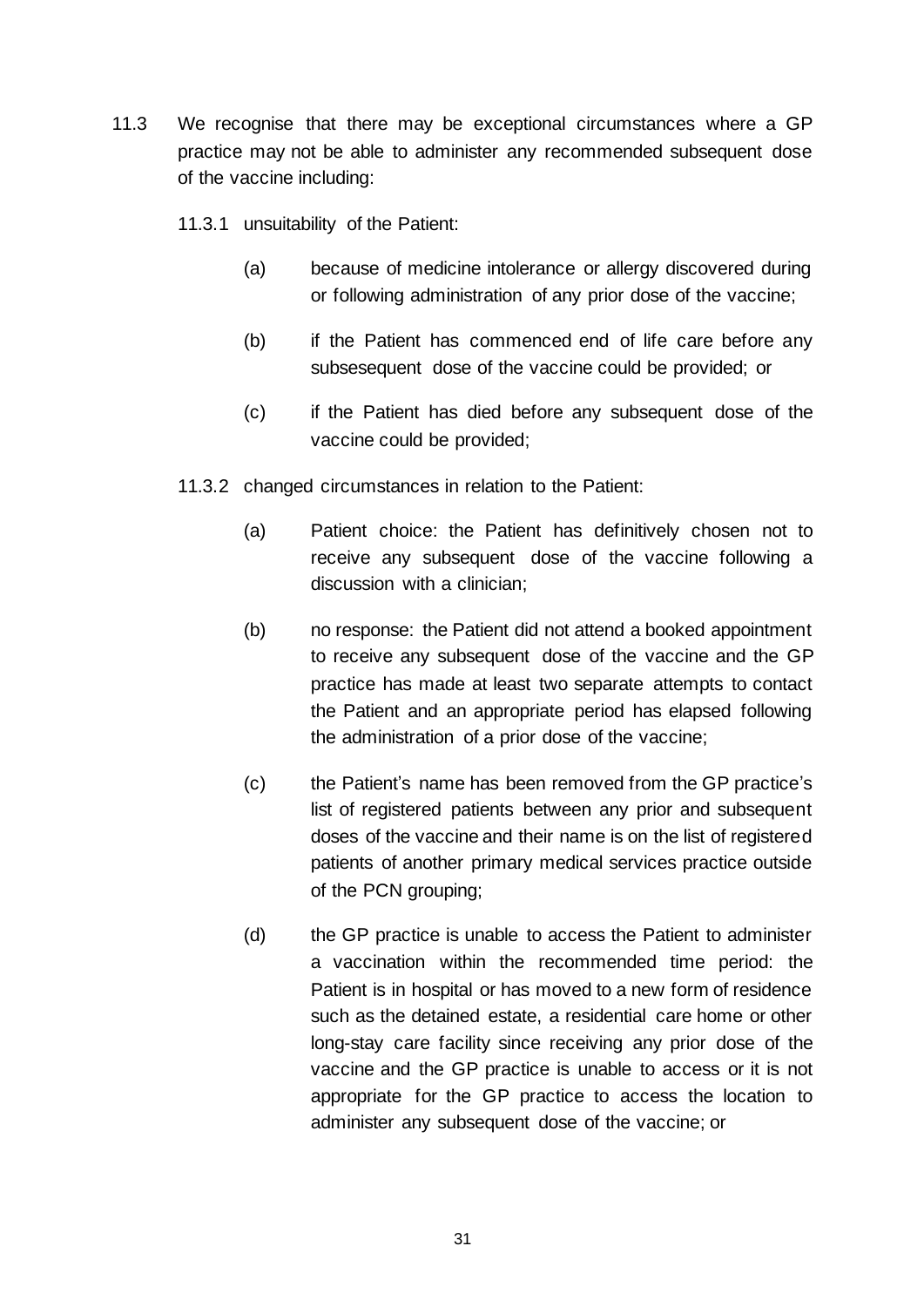11.3 We recognise that there may be exceptional circumstances where a GP practice may not be able to administer any recommended subsequent dose of the vaccine including:

11.3.1 unsuitability of the Patient:

(a) because of medicine intolerance or allergy discovered during or following administration of any prior dose of the vaccine;

(b) if the Patient has commenced end of life care before any subsesequent dose of the vaccine could be provided; or

(c) if the Patient has died before any subsequent dose of the vaccine could be provided;

11.3.2 changed circumstances in relation to the Patient:

(a) Patient choice: the Patient has definitively chosen not to receive any subsequent dose of the vaccine following a discussion with a clinician;

(b) no response: the Patient did not attend a booked appointment to receive any subsequent dose of the vaccine and the GP practice has made at least two separate attempts to contact the Patient and an appropriate period has elapsed following the administration of a prior dose of the vaccine;

(c) the Patient's name has been removed from the GP practice's list of registered patients between any prior and subsequent doses of the vaccine and their name is on the list of registered patients of another primary medical services practice outside of the PCN grouping;

(d) the GP practice is unable to access the Patient to administer a vaccination within the recommended time period: the Patient is in hospital or has moved to a new form of residence such as the detained estate, a residential care home or other long-stay care facility since receiving any prior dose of the vaccine and the GP practice is unable to access or it is not appropriate for the GP practice to access the location to administer any subsequent dose of the vaccine; or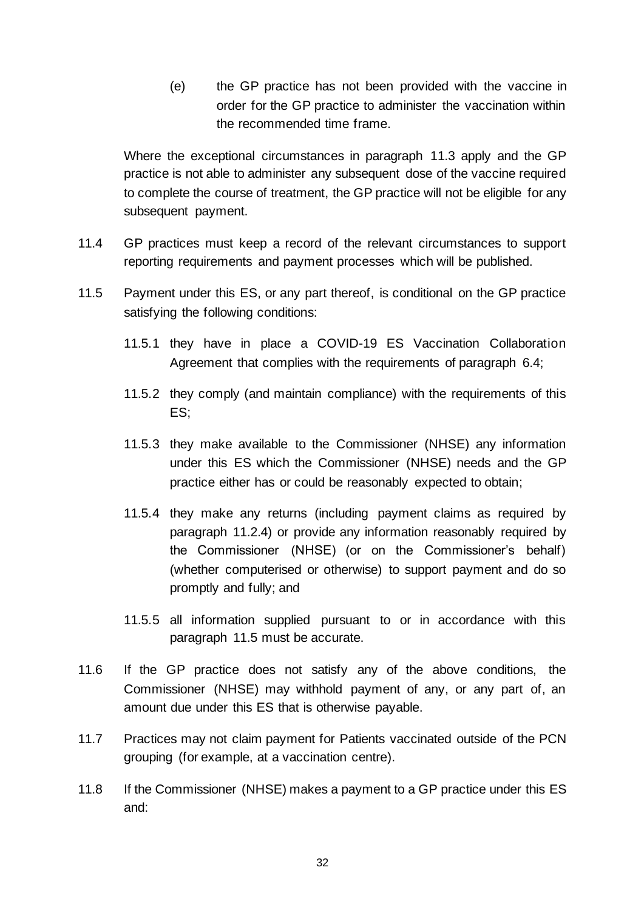(e) the GP practice has not been provided with the vaccine in order for the GP practice to administer the vaccination within the recommended time frame.

Where the exceptional circumstances in paragraph 11.3 apply and the GP practice is not able to administer any subsequent dose of the vaccine required to complete the course of treatment, the GP practice will not be eligible for any subsequent payment.

11.4 GP practices must keep a record of the relevant circumstances to support reporting requirements and payment processes which will be published.

11.5 Payment under this ES, or any part thereof, is conditional on the GP practice satisfying the following conditions:

11.5.1 they have in place a COVID-19 ES Vaccination Collaboration Agreement that complies with the requirements of paragraph 6.4;

11.5.2 they comply (and maintain compliance) with the requirements of this ES;

11.5.3 they make available to the Commissioner (NHSE) any information under this ES which the Commissioner (NHSE) needs and the GP practice either has or could be reasonably expected to obtain;

11.5.4 they make any returns (including payment claims as required by paragraph 11.2.4) or provide any information reasonably required by the Commissioner (NHSE) (or on the Commissioner's behalf) (whether computerised or otherwise) to support payment and do so promptly and fully; and

11.5.5 all information supplied pursuant to or in accordance with this paragraph 11.5 must be accurate.

11.6 If the GP practice does not satisfy any of the above conditions, the Commissioner (NHSE) may withhold payment of any, or any part of, an amount due under this ES that is otherwise payable.

11.7 Practices may not claim payment for Patients vaccinated outside of the PCN grouping (for example, at a vaccination centre).

11.8 If the Commissioner (NHSE) makes a payment to a GP practice under this ES and: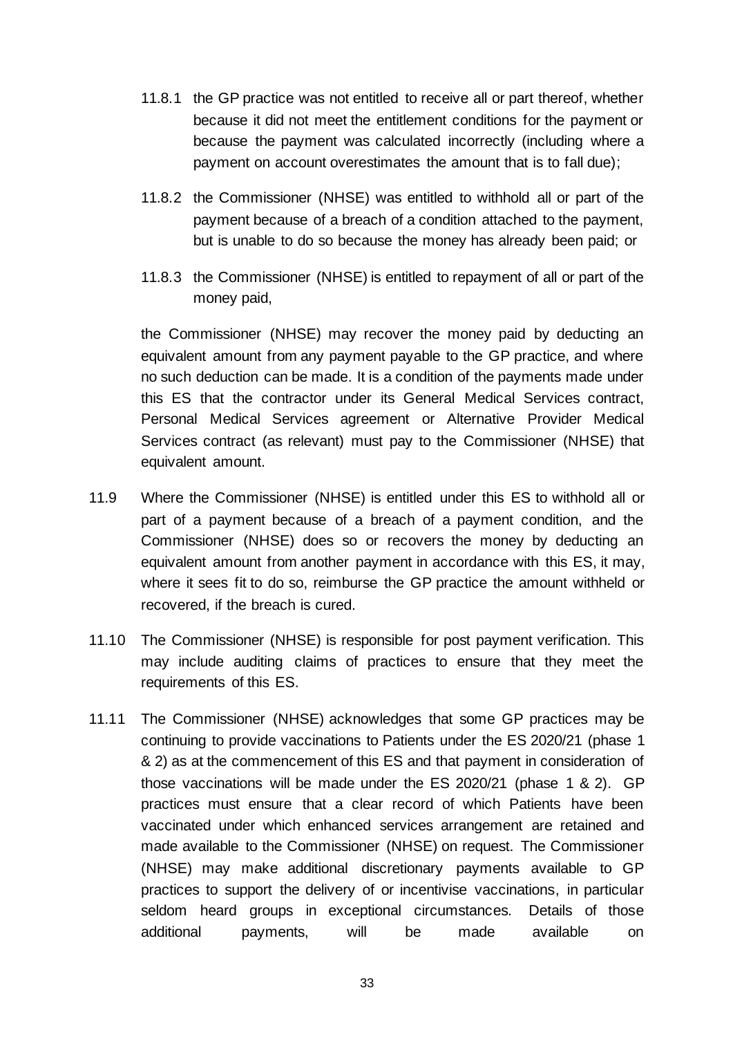11.8.1 the GP practice was not entitled to receive all or part thereof, whether because it did not meet the entitlement conditions for the payment or because the payment was calculated incorrectly (including where a payment on account overestimates the amount that is to fall due);

11.8.2 the Commissioner (NHSE) was entitled to withhold all or part of the payment because of a breach of a condition attached to the payment, but is unable to do so because the money has already been paid; or

11.8.3 the Commissioner (NHSE) is entitled to repayment of all or part of the money paid,

the Commissioner (NHSE) may recover the money paid by deducting an equivalent amount from any payment payable to the GP practice, and where no such deduction can be made. It is a condition of the payments made under this ES that the contractor under its General Medical Services contract, Personal Medical Services agreement or Alternative Provider Medical Services contract (as relevant) must pay to the Commissioner (NHSE) that equivalent amount.

11.9 Where the Commissioner (NHSE) is entitled under this ES to withhold all or part of a payment because of a breach of a payment condition, and the Commissioner (NHSE) does so or recovers the money by deducting an equivalent amount from another payment in accordance with this ES, it may, where it sees fit to do so, reimburse the GP practice the amount withheld or recovered, if the breach is cured.

11.10 The Commissioner (NHSE) is responsible for post payment verification. This may include auditing claims of practices to ensure that they meet the requirements of this ES.

11.11 The Commissioner (NHSE) acknowledges that some GP practices may be continuing to provide vaccinations to Patients under the ES 2020/21 (phase 1 & 2) as at the commencement of this ES and that payment in consideration of those vaccinations will be made under the ES 2020/21 (phase 1 & 2). GP practices must ensure that a clear record of which Patients have been vaccinated under which enhanced services arrangement are retained and made available to the Commissioner (NHSE) on request. The Commissioner (NHSE) may make additional discretionary payments available to GP practices to support the delivery of or incentivise vaccinations, in particular seldom heard groups in exceptional circumstances. Details of those additional payments, will be made available on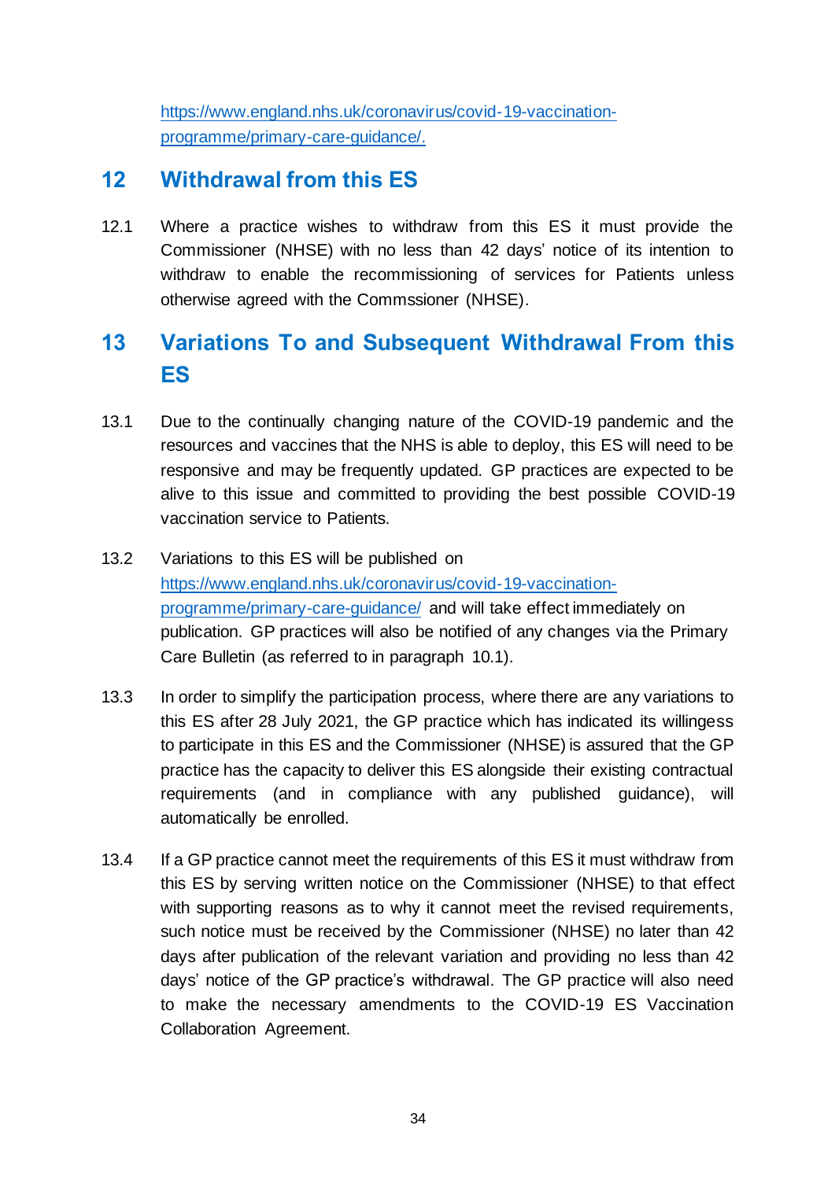https://www.england.nhs.uk/coronavirus/covid-19-vaccination-programme/primary-care-guidance/.

## 12 Withdrawal from this ES

12.1 Where a practice wishes to withdraw from this ES it must provide the Commissioner (NHSE) with no less than 42 days' notice of its intention to withdraw to enable the recommissioning of services for Patients unless otherwise agreed with the Commssioner (NHSE).

## 13 Variations To and Subsequent Withdrawal From this ES

13.1 Due to the continually changing nature of the COVID-19 pandemic and the resources and vaccines that the NHS is able to deploy, this ES will need to be responsive and may be frequently updated. GP practices are expected to be alive to this issue and committed to providing the best possible COVID-19 vaccination service to Patients.

13.2 Variations to this ES will be published on https://www.england.nhs.uk/coronavirus/covid-19-vaccination-programme/primary-care-guidance/ and will take effect immediately on publication. GP practices will also be notified of any changes via the Primary Care Bulletin (as referred to in paragraph 10.1).

13.3 In order to simplify the participation process, where there are any variations to this ES after 28 July 2021, the GP practice which has indicated its willingess to participate in this ES and the Commissioner (NHSE) is assured that the GP practice has the capacity to deliver this ES alongside their existing contractual requirements (and in compliance with any published guidance), will automatically be enrolled.

13.4 If a GP practice cannot meet the requirements of this ES it must withdraw from this ES by serving written notice on the Commissioner (NHSE) to that effect with supporting reasons as to why it cannot meet the revised requirements, such notice must be received by the Commissioner (NHSE) no later than 42 days after publication of the relevant variation and providing no less than 42 days' notice of the GP practice's withdrawal. The GP practice will also need to make the necessary amendments to the COVID-19 ES Vaccination Collaboration Agreement.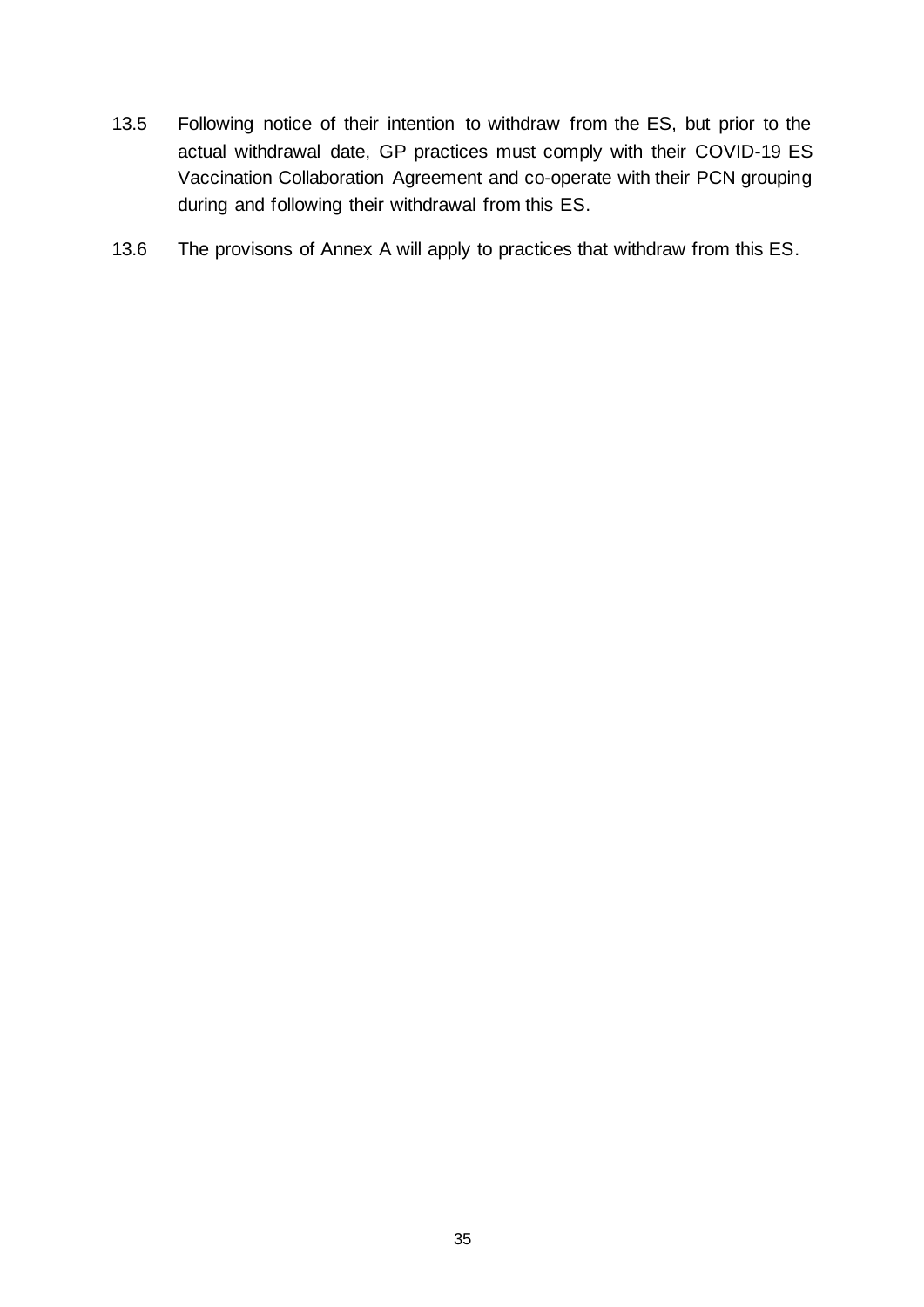13.5 Following notice of their intention to withdraw from the ES, but prior to the actual withdrawal date, GP practices must comply with their COVID-19 ES Vaccination Collaboration Agreement and co-operate with their PCN grouping during and following their withdrawal from this ES.

13.6 The provisons of Annex A will apply to practices that withdraw from this ES.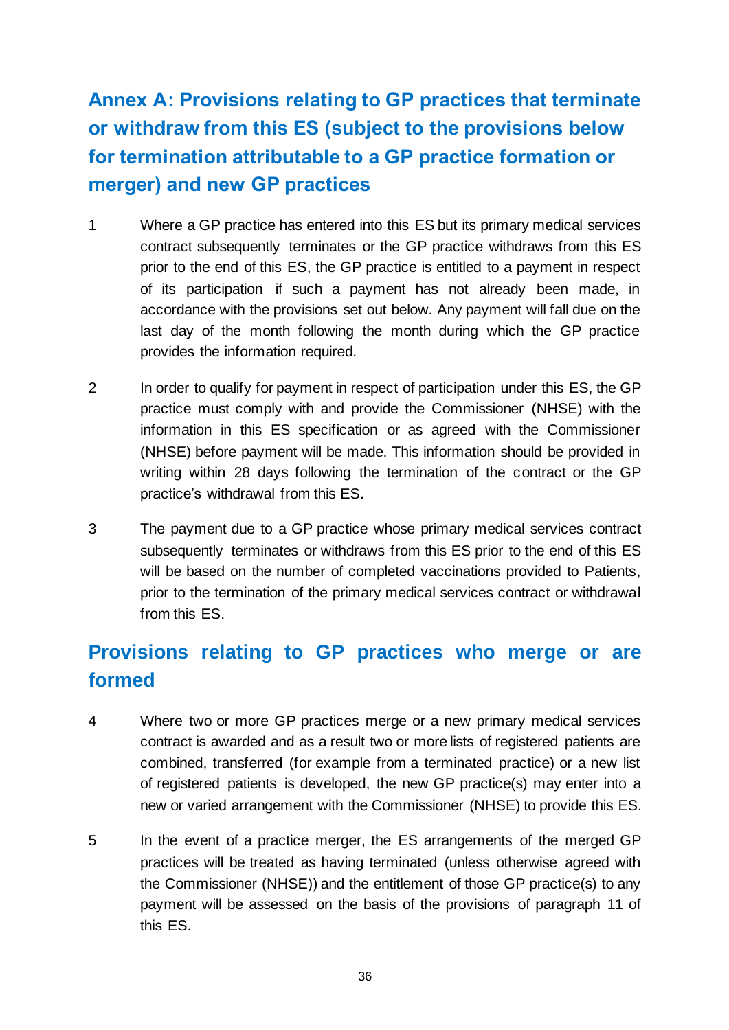## Annex A: Provisions relating to GP practices that terminate or withdraw from this ES (subject to the provisions below for termination attributable to a GP practice formation or merger) and new GP practices

1. Where a GP practice has entered into this ES but its primary medical services contract subsequently terminates or the GP practice withdraws from this ES prior to the end of this ES, the GP practice is entitled to a payment in respect of its participation if such a payment has not already been made, in accordance with the provisions set out below. Any payment will fall due on the last day of the month following the month during which the GP practice provides the information required.

2. In order to qualify for payment in respect of participation under this ES, the GP practice must comply with and provide the Commissioner (NHSE) with the information in this ES specification or as agreed with the Commissioner (NHSE) before payment will be made. This information should be provided in writing within 28 days following the termination of the contract or the GP practice's withdrawal from this ES.

3. The payment due to a GP practice whose primary medical services contract subsequently terminates or withdraws from this ES prior to the end of this ES will be based on the number of completed vaccinations provided to Patients, prior to the termination of the primary medical services contract or withdrawal from this ES.

## Provisions relating to GP practices who merge or are formed

4. Where two or more GP practices merge or a new primary medical services contract is awarded and as a result two or more lists of registered patients are combined, transferred (for example from a terminated practice) or a new list of registered patients is developed, the new GP practice(s) may enter into a new or varied arrangement with the Commissioner (NHSE) to provide this ES.

5. In the event of a practice merger, the ES arrangements of the merged GP practices will be treated as having terminated (unless otherwise agreed with the Commissioner (NHSE)) and the entitlement of those GP practice(s) to any payment will be assessed on the basis of the provisions of paragraph 11 of this ES.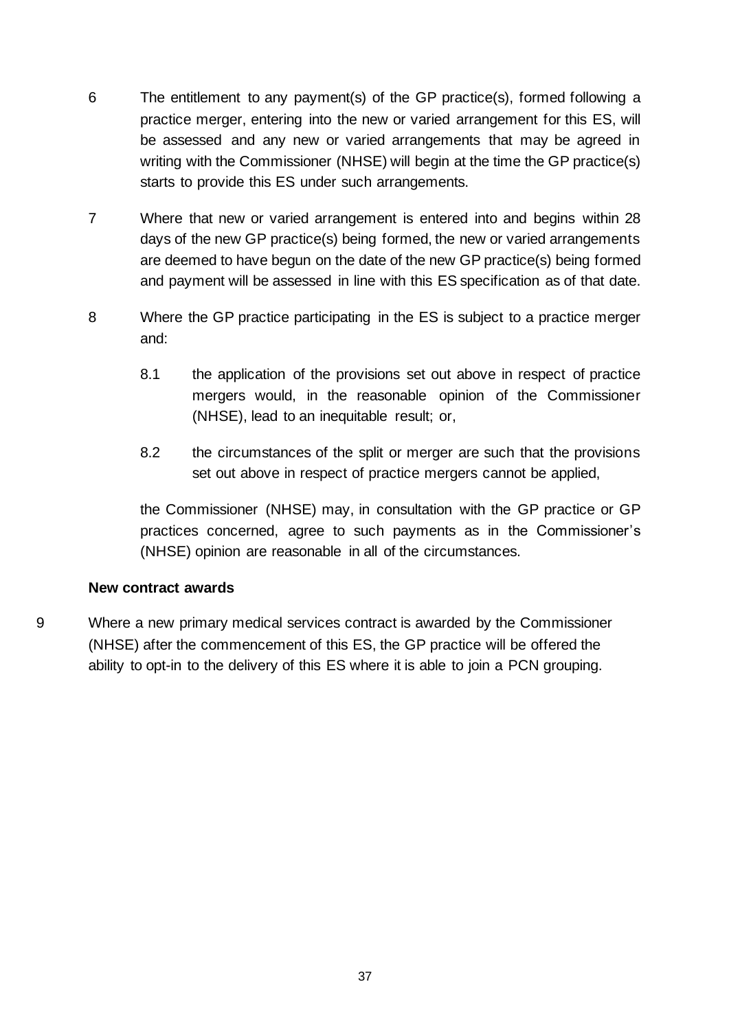6 The entitlement to any payment(s) of the GP practice(s), formed following a practice merger, entering into the new or varied arrangement for this ES, will be assessed and any new or varied arrangements that may be agreed in writing with the Commissioner (NHSE) will begin at the time the GP practice(s) starts to provide this ES under such arrangements.

7 Where that new or varied arrangement is entered into and begins within 28 days of the new GP practice(s) being formed, the new or varied arrangements are deemed to have begun on the date of the new GP practice(s) being formed and payment will be assessed in line with this ES specification as of that date.

8 Where the GP practice participating in the ES is subject to a practice merger and:

  8.1 the application of the provisions set out above in respect of practice mergers would, in the reasonable opinion of the Commissioner (NHSE), lead to an inequitable result; or,

  8.2 the circumstances of the split or merger are such that the provisions set out above in respect of practice mergers cannot be applied,

  the Commissioner (NHSE) may, in consultation with the GP practice or GP practices concerned, agree to such payments as in the Commissioner's (NHSE) opinion are reasonable in all of the circumstances.

**New contract awards**

9 Where a new primary medical services contract is awarded by the Commissioner (NHSE) after the commencement of this ES, the GP practice will be offered the ability to opt-in to the delivery of this ES where it is able to join a PCN grouping.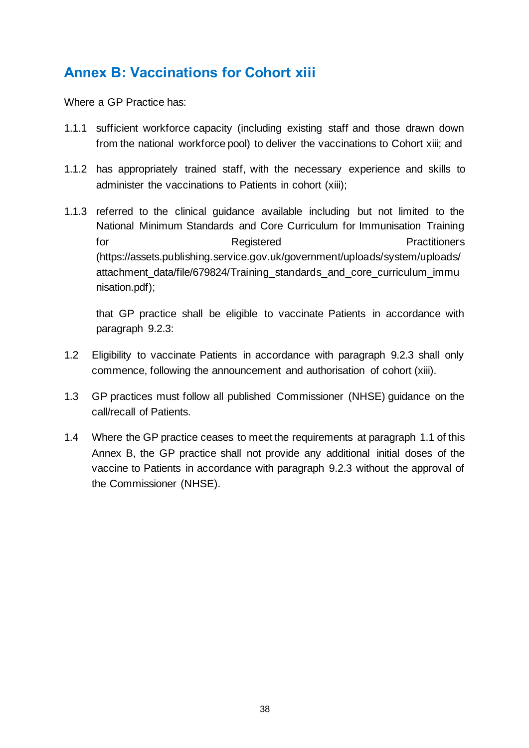## Annex B: Vaccinations for Cohort xiii

Where a GP Practice has:

1.1.1 sufficient workforce capacity (including existing staff and those drawn down from the national workforce pool) to deliver the vaccinations to Cohort xiii; and

1.1.2 has appropriately trained staff, with the necessary experience and skills to administer the vaccinations to Patients in cohort (xiii);

1.1.3 referred to the clinical guidance available including but not limited to the National Minimum Standards and Core Curriculum for Immunisation Training for Registered Practitioners (https://assets.publishing.service.gov.uk/government/uploads/system/uploads/attachment_data/file/679824/Training_standards_and_core_curriculum_immunisation.pdf);

that GP practice shall be eligible to vaccinate Patients in accordance with paragraph 9.2.3:

1.2 Eligibility to vaccinate Patients in accordance with paragraph 9.2.3 shall only commence, following the announcement and authorisation of cohort (xiii).

1.3 GP practices must follow all published Commissioner (NHSE) guidance on the call/recall of Patients.

1.4 Where the GP practice ceases to meet the requirements at paragraph 1.1 of this Annex B, the GP practice shall not provide any additional initial doses of the vaccine to Patients in accordance with paragraph 9.2.3 without the approval of the Commissioner (NHSE).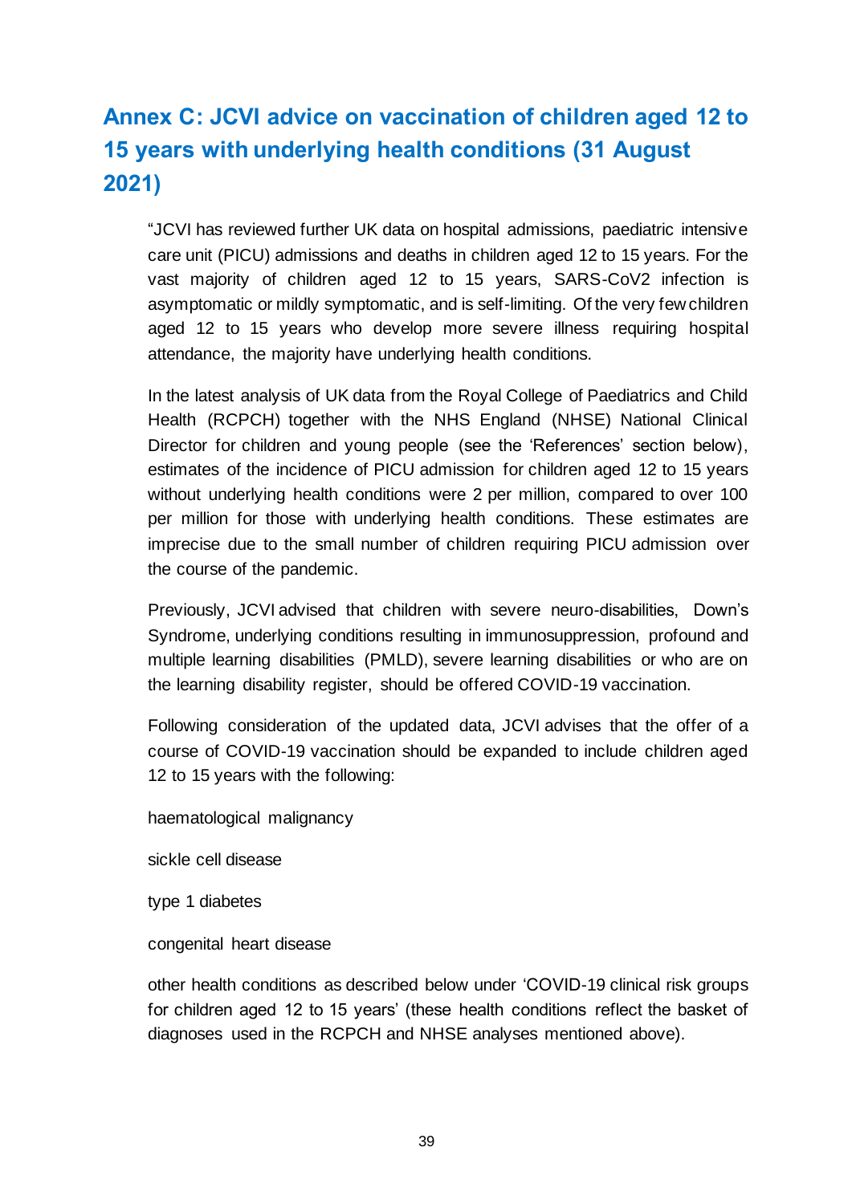## Annex C: JCVI advice on vaccination of children aged 12 to 15 years with underlying health conditions (31 August 2021)

"JCVI has reviewed further UK data on hospital admissions, paediatric intensive care unit (PICU) admissions and deaths in children aged 12 to 15 years. For the vast majority of children aged 12 to 15 years, SARS-CoV2 infection is asymptomatic or mildly symptomatic, and is self-limiting. Of the very few children aged 12 to 15 years who develop more severe illness requiring hospital attendance, the majority have underlying health conditions.

In the latest analysis of UK data from the Royal College of Paediatrics and Child Health (RCPCH) together with the NHS England (NHSE) National Clinical Director for children and young people (see the 'References' section below), estimates of the incidence of PICU admission for children aged 12 to 15 years without underlying health conditions were 2 per million, compared to over 100 per million for those with underlying health conditions. These estimates are imprecise due to the small number of children requiring PICU admission over the course of the pandemic.

Previously, JCVI advised that children with severe neuro-disabilities, Down's Syndrome, underlying conditions resulting in immunosuppression, profound and multiple learning disabilities (PMLD), severe learning disabilities or who are on the learning disability register, should be offered COVID-19 vaccination.

Following consideration of the updated data, JCVI advises that the offer of a course of COVID-19 vaccination should be expanded to include children aged 12 to 15 years with the following:

haematological malignancy

sickle cell disease

type 1 diabetes

congenital heart disease

other health conditions as described below under 'COVID-19 clinical risk groups for children aged 12 to 15 years' (these health conditions reflect the basket of diagnoses used in the RCPCH and NHSE analyses mentioned above).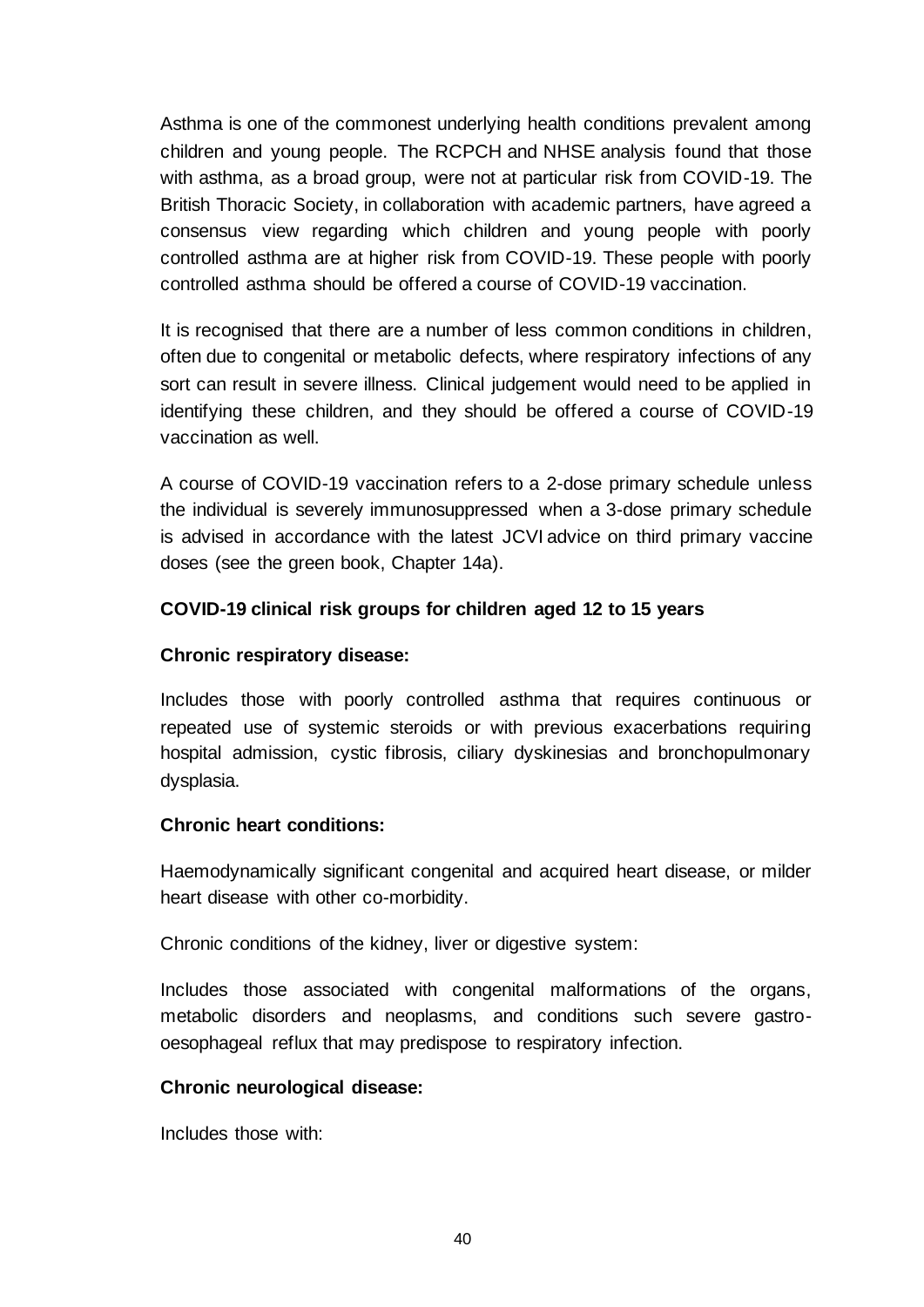Asthma is one of the commonest underlying health conditions prevalent among children and young people. The RCPCH and NHSE analysis found that those with asthma, as a broad group, were not at particular risk from COVID-19. The British Thoracic Society, in collaboration with academic partners, have agreed a consensus view regarding which children and young people with poorly controlled asthma are at higher risk from COVID-19. These people with poorly controlled asthma should be offered a course of COVID-19 vaccination.

It is recognised that there are a number of less common conditions in children, often due to congenital or metabolic defects, where respiratory infections of any sort can result in severe illness. Clinical judgement would need to be applied in identifying these children, and they should be offered a course of COVID-19 vaccination as well.

A course of COVID-19 vaccination refers to a 2-dose primary schedule unless the individual is severely immunosuppressed when a 3-dose primary schedule is advised in accordance with the latest JCVI advice on third primary vaccine doses (see the green book, Chapter 14a).

**COVID-19 clinical risk groups for children aged 12 to 15 years**

**Chronic respiratory disease:**

Includes those with poorly controlled asthma that requires continuous or repeated use of systemic steroids or with previous exacerbations requiring hospital admission, cystic fibrosis, ciliary dyskinesias and bronchopulmonary dysplasia.

**Chronic heart conditions:**

Haemodynamically significant congenital and acquired heart disease, or milder heart disease with other co-morbidity.

Chronic conditions of the kidney, liver or digestive system:

Includes those associated with congenital malformations of the organs, metabolic disorders and neoplasms, and conditions such severe gastro-oesophageal reflux that may predispose to respiratory infection.

**Chronic neurological disease:**

Includes those with: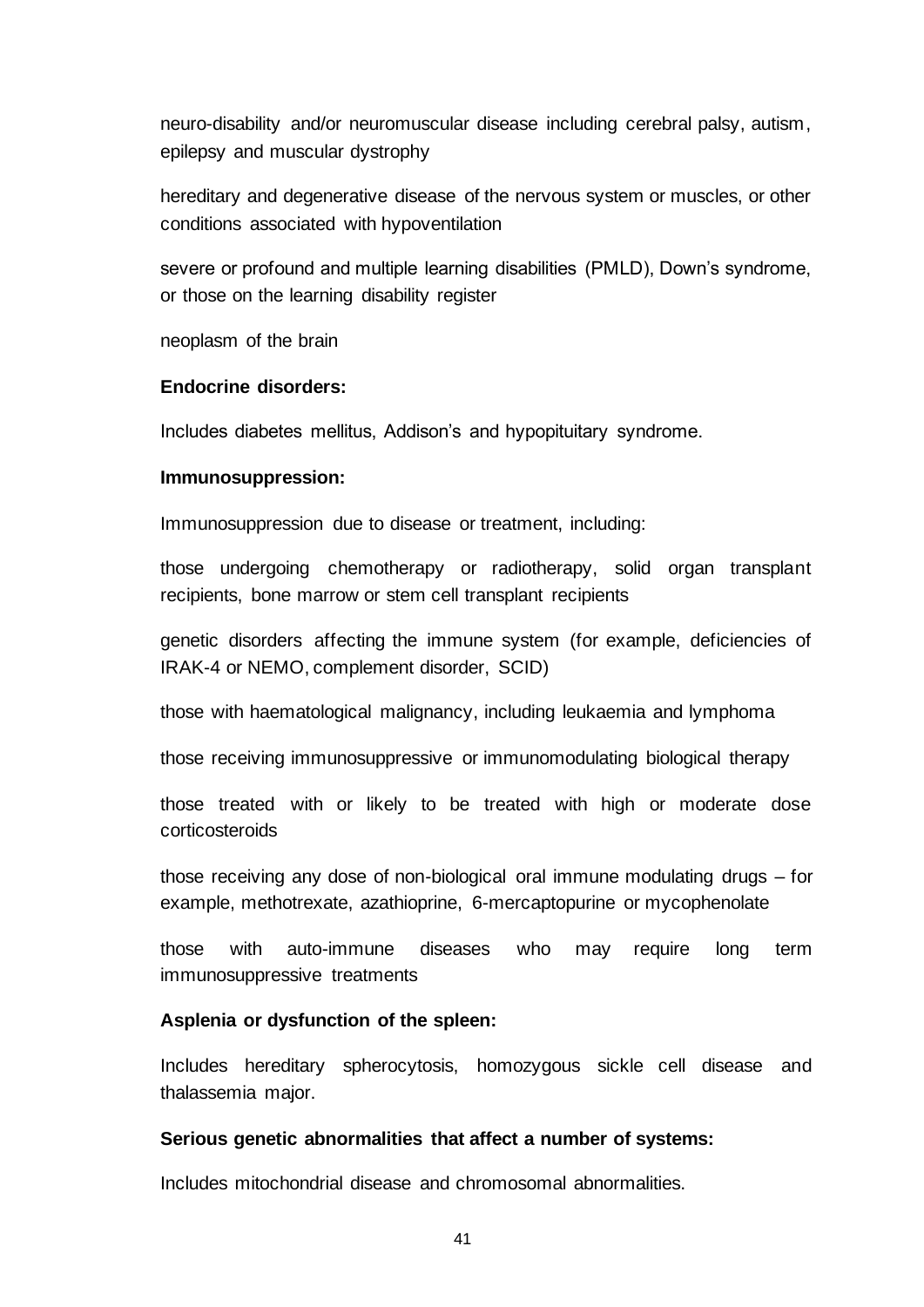neuro-disability and/or neuromuscular disease including cerebral palsy, autism, epilepsy and muscular dystrophy

hereditary and degenerative disease of the nervous system or muscles, or other conditions associated with hypoventilation

severe or profound and multiple learning disabilities (PMLD), Down's syndrome, or those on the learning disability register

neoplasm of the brain

**Endocrine disorders:**

Includes diabetes mellitus, Addison's and hypopituitary syndrome.

**Immunosuppression:**

Immunosuppression due to disease or treatment, including:

those undergoing chemotherapy or radiotherapy, solid organ transplant recipients, bone marrow or stem cell transplant recipients

genetic disorders affecting the immune system (for example, deficiencies of IRAK-4 or NEMO, complement disorder, SCID)

those with haematological malignancy, including leukaemia and lymphoma

those receiving immunosuppressive or immunomodulating biological therapy

those treated with or likely to be treated with high or moderate dose corticosteroids

those receiving any dose of non-biological oral immune modulating drugs – for example, methotrexate, azathioprine, 6-mercaptopurine or mycophenolate

those with auto-immune diseases who may require long term immunosuppressive treatments

**Asplenia or dysfunction of the spleen:**

Includes hereditary spherocytosis, homozygous sickle cell disease and thalassemia major.

**Serious genetic abnormalities that affect a number of systems:**

Includes mitochondrial disease and chromosomal abnormalities.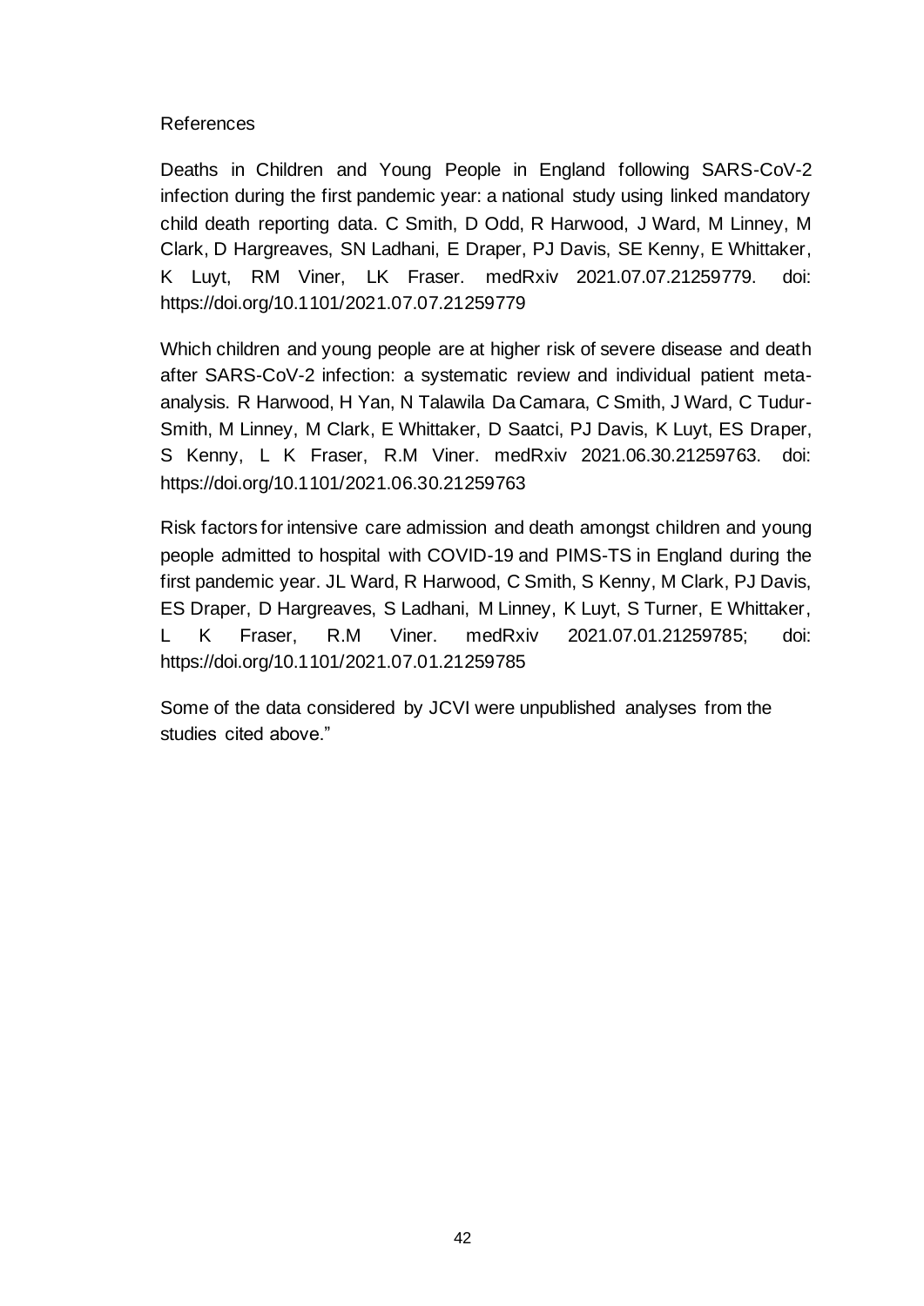References

Deaths in Children and Young People in England following SARS-CoV-2 infection during the first pandemic year: a national study using linked mandatory child death reporting data. C Smith, D Odd, R Harwood, J Ward, M Linney, M Clark, D Hargreaves, SN Ladhani, E Draper, PJ Davis, SE Kenny, E Whittaker, K Luyt, RM Viner, LK Fraser. medRxiv 2021.07.07.21259779. doi: https://doi.org/10.1101/2021.07.07.21259779

Which children and young people are at higher risk of severe disease and death after SARS-CoV-2 infection: a systematic review and individual patient meta-analysis. R Harwood, H Yan, N Talawila Da Camara, C Smith, J Ward, C Tudur-Smith, M Linney, M Clark, E Whittaker, D Saatci, PJ Davis, K Luyt, ES Draper, S Kenny, L K Fraser, R.M Viner. medRxiv 2021.06.30.21259763. doi: https://doi.org/10.1101/2021.06.30.21259763

Risk factors for intensive care admission and death amongst children and young people admitted to hospital with COVID-19 and PIMS-TS in England during the first pandemic year. JL Ward, R Harwood, C Smith, S Kenny, M Clark, PJ Davis, ES Draper, D Hargreaves, S Ladhani, M Linney, K Luyt, S Turner, E Whittaker, L K Fraser, R.M Viner. medRxiv 2021.07.01.21259785; doi: https://doi.org/10.1101/2021.07.01.21259785

Some of the data considered by JCVI were unpublished analyses from the studies cited above."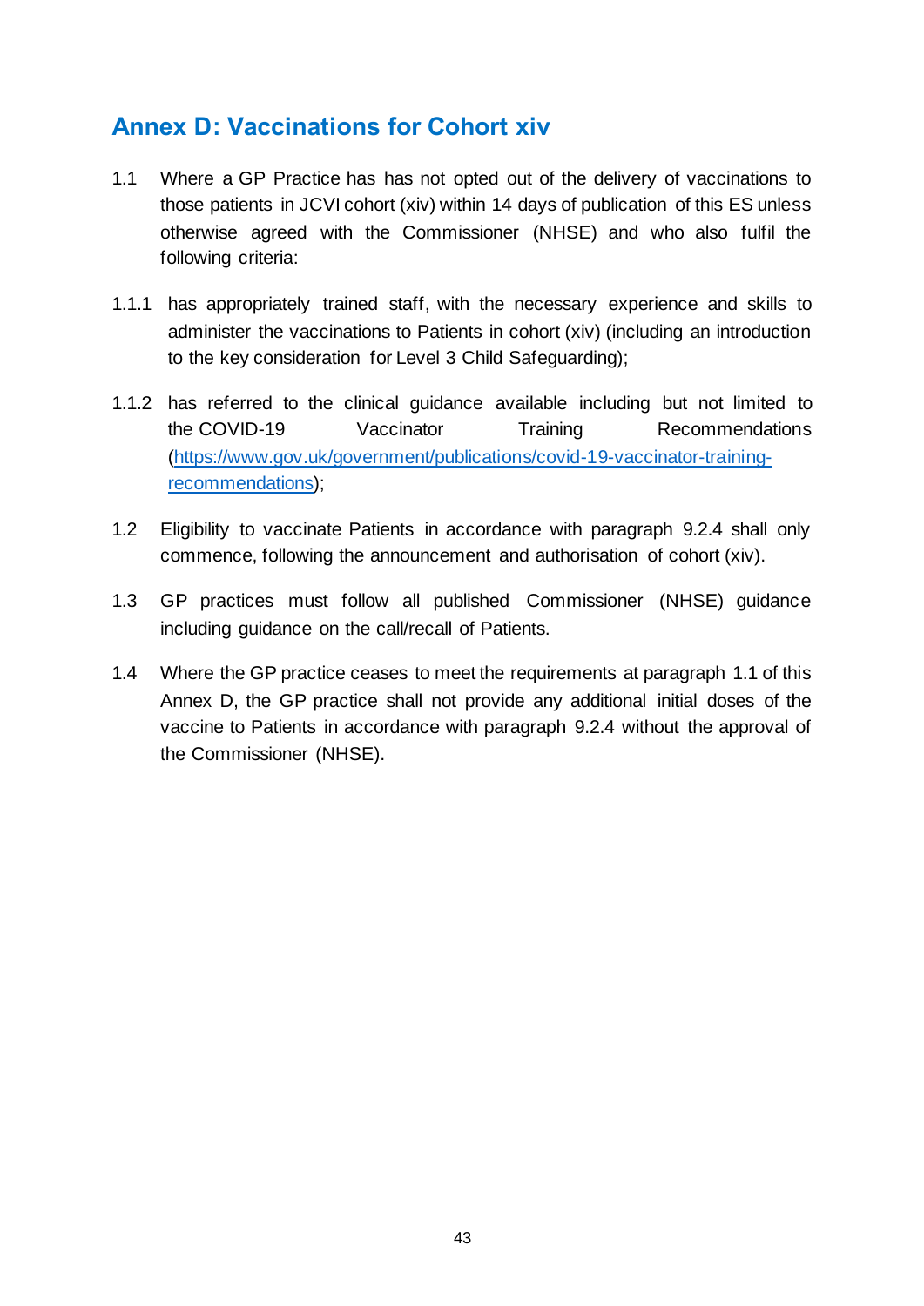## Annex D: Vaccinations for Cohort xiv

1.1 Where a GP Practice has has not opted out of the delivery of vaccinations to those patients in JCVI cohort (xiv) within 14 days of publication of this ES unless otherwise agreed with the Commissioner (NHSE) and who also fulfil the following criteria:

1.1.1 has appropriately trained staff, with the necessary experience and skills to administer the vaccinations to Patients in cohort (xiv) (including an introduction to the key consideration for Level 3 Child Safeguarding);

1.1.2 has referred to the clinical guidance available including but not limited to the COVID-19 Vaccinator Training Recommendations ([https://www.gov.uk/government/publications/covid-19-vaccinator-training-recommendations](https://www.gov.uk/government/publications/covid-19-vaccinator-training-recommendations));

1.2 Eligibility to vaccinate Patients in accordance with paragraph 9.2.4 shall only commence, following the announcement and authorisation of cohort (xiv).

1.3 GP practices must follow all published Commissioner (NHSE) guidance including guidance on the call/recall of Patients.

1.4 Where the GP practice ceases to meet the requirements at paragraph 1.1 of this Annex D, the GP practice shall not provide any additional initial doses of the vaccine to Patients in accordance with paragraph 9.2.4 without the approval of the Commissioner (NHSE).